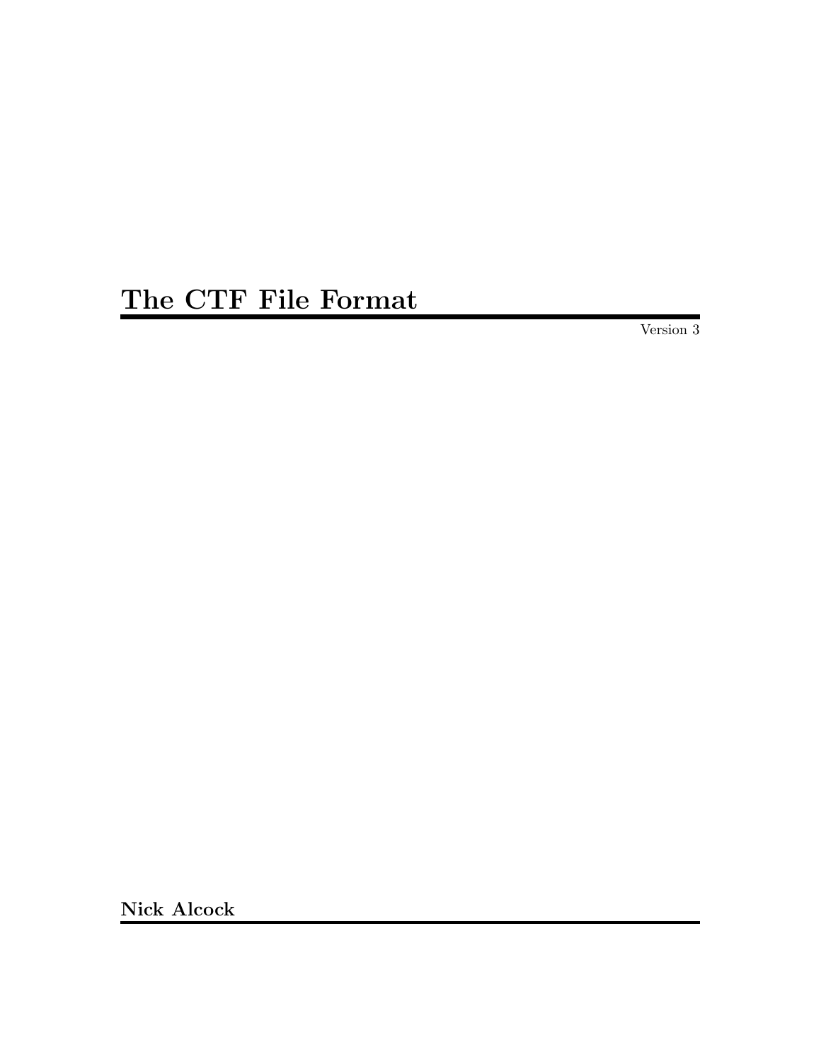# The CTF File Format

Version 3

**Nick Alcock**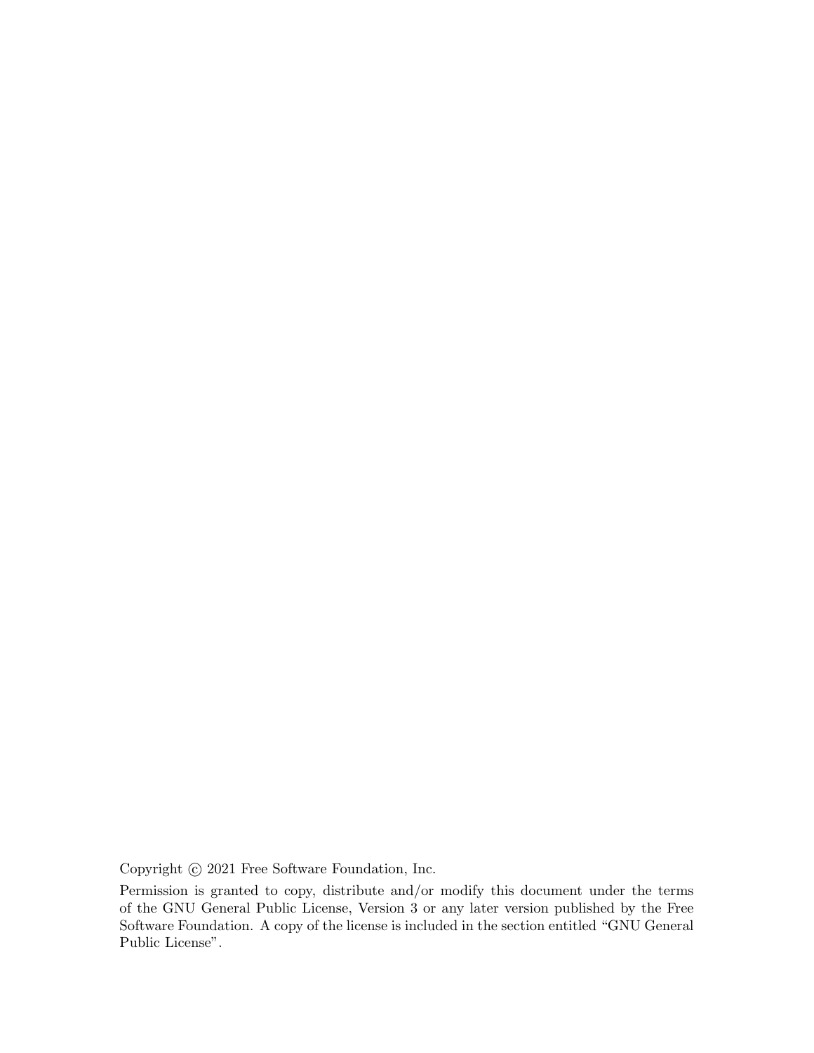Copyright © 2021 Free Software Foundation, Inc.

Permission is granted to copy, distribute and/or modify this document under the terms of the GNU General Public License, Version 3 or any later version published by the Free Software Foundation. A copy of the license is included in the section entitled "GNU General Public License".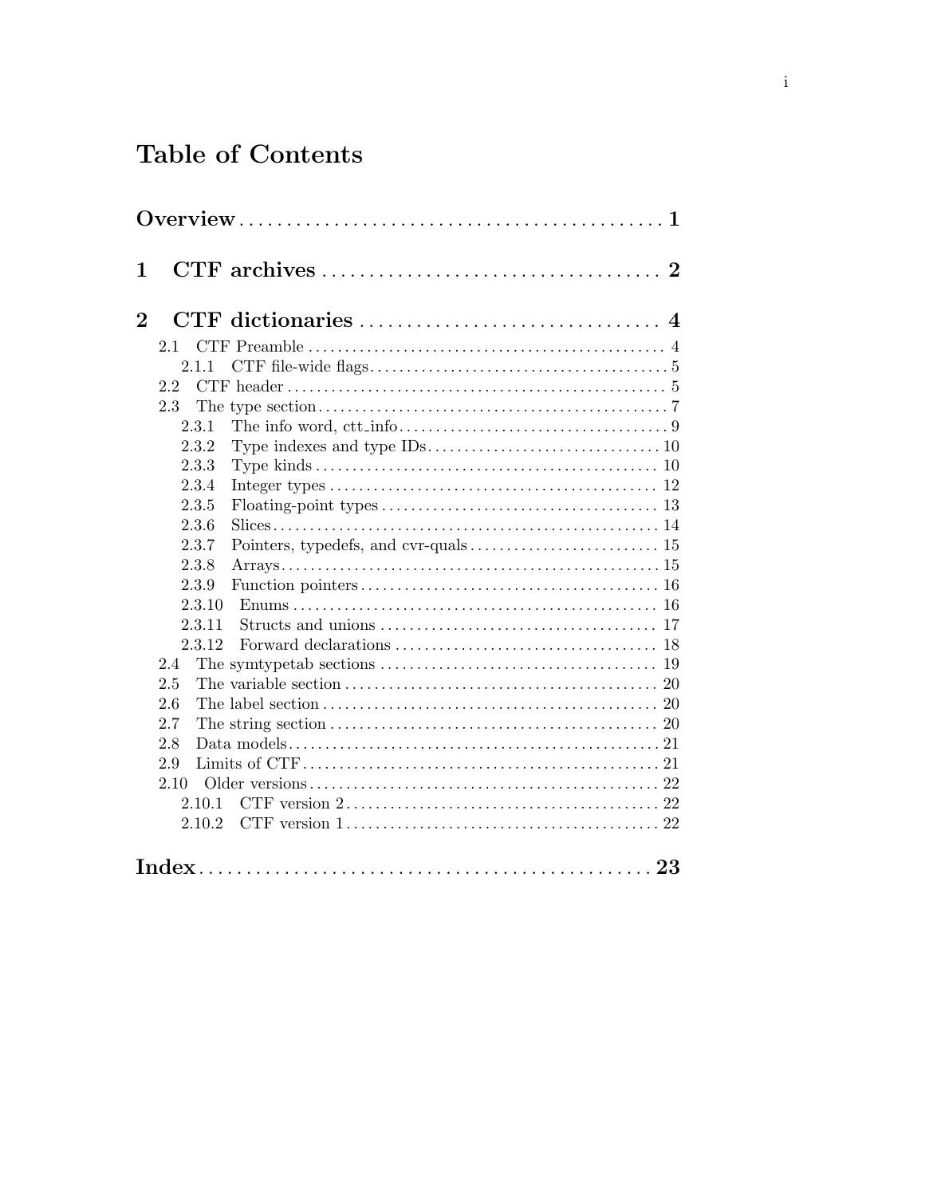# Table of Contents

**Overview** .......... **1**

**1 CTF archives** .......... **2**

**2 CTF dictionaries** .......... **4**

- 2.1 CTF Preamble .......... 4
  - 2.1.1 CTF file-wide flags .......... 5
- 2.2 CTF header .......... 5
- 2.3 The type section .......... 7
  - 2.3.1 The info word, ctt_info .......... 9
  - 2.3.2 Type indexes and type IDs .......... 10
  - 2.3.3 Type kinds .......... 10
  - 2.3.4 Integer types .......... 12
  - 2.3.5 Floating-point types .......... 13
  - 2.3.6 Slices .......... 14
  - 2.3.7 Pointers, typedefs, and cvr-quals .......... 15
  - 2.3.8 Arrays .......... 15
  - 2.3.9 Function pointers .......... 16
  - 2.3.10 Enums .......... 16
  - 2.3.11 Structs and unions .......... 17
  - 2.3.12 Forward declarations .......... 18
- 2.4 The symtypetab sections .......... 19
- 2.5 The variable section .......... 20
- 2.6 The label section .......... 20
- 2.7 The string section .......... 20
- 2.8 Data models .......... 21
- 2.9 Limits of CTF .......... 21
- 2.10 Older versions .......... 22
  - 2.10.1 CTF version 2 .......... 22
  - 2.10.2 CTF version 1 .......... 22

**Index** .......... **23**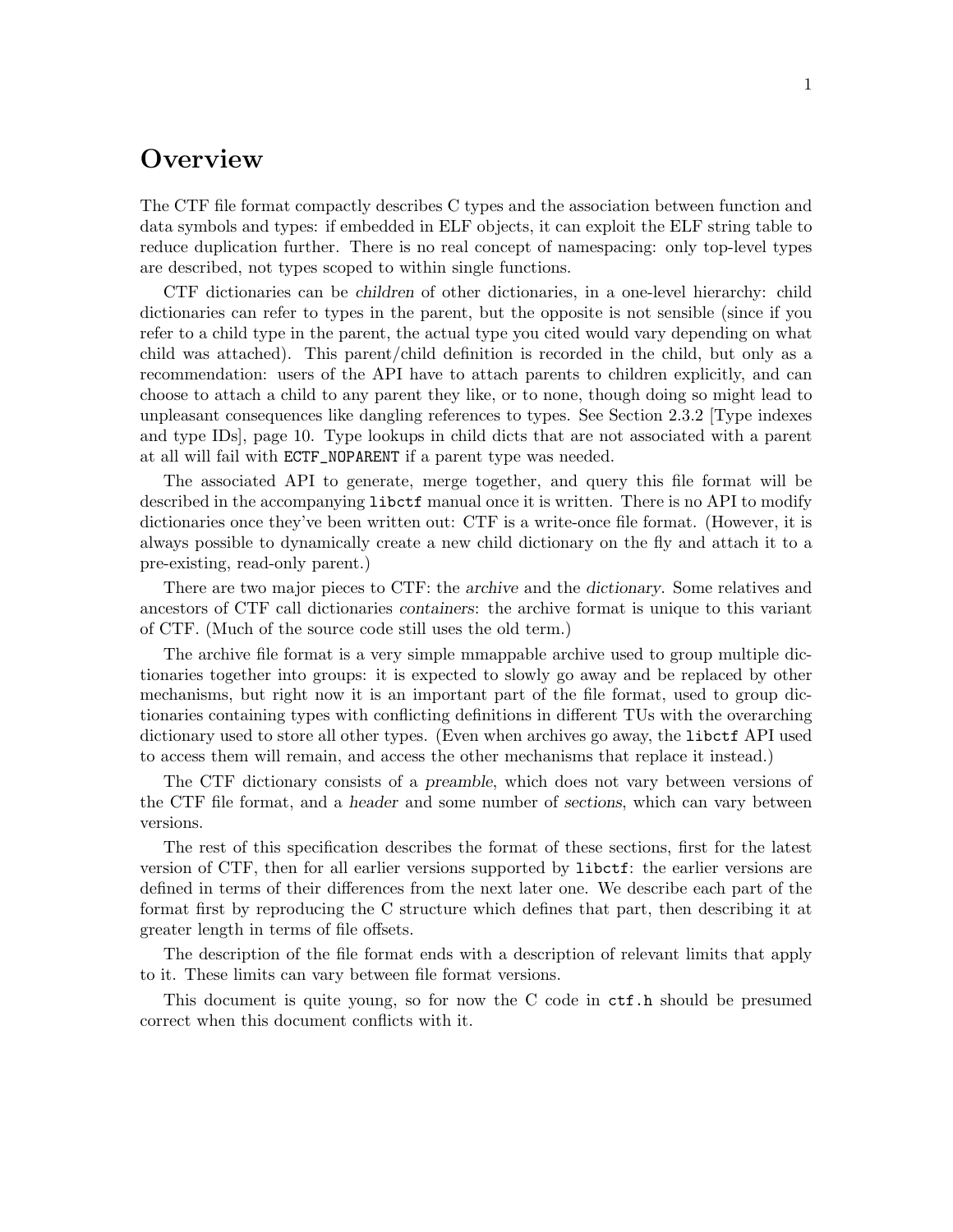# Overview

The CTF file format compactly describes C types and the association between function and data symbols and types: if embedded in ELF objects, it can exploit the ELF string table to reduce duplication further. There is no real concept of namespacing: only top-level types are described, not types scoped to within single functions.

CTF dictionaries can be *children* of other dictionaries, in a one-level hierarchy: child dictionaries can refer to types in the parent, but the opposite is not sensible (since if you refer to a child type in the parent, the actual type you cited would vary depending on what child was attached). This parent/child definition is recorded in the child, but only as a recommendation: users of the API have to attach parents to children explicitly, and can choose to attach a child to any parent they like, or to none, though doing so might lead to unpleasant consequences like dangling references to types. See Section 2.3.2 [Type indexes and type IDs], page 10. Type lookups in child dicts that are not associated with a parent at all will fail with `ECTF_NOPARENT` if a parent type was needed.

The associated API to generate, merge together, and query this file format will be described in the accompanying `libctf` manual once it is written. There is no API to modify dictionaries once they've been written out: CTF is a write-once file format. (However, it is always possible to dynamically create a new child dictionary on the fly and attach it to a pre-existing, read-only parent.)

There are two major pieces to CTF: the *archive* and the *dictionary*. Some relatives and ancestors of CTF call dictionaries *containers*: the archive format is unique to this variant of CTF. (Much of the source code still uses the old term.)

The archive file format is a very simple mmappable archive used to group multiple dictionaries together into groups: it is expected to slowly go away and be replaced by other mechanisms, but right now it is an important part of the file format, used to group dictionaries containing types with conflicting definitions in different TUs with the overarching dictionary used to store all other types. (Even when archives go away, the `libctf` API used to access them will remain, and access the other mechanisms that replace it instead.)

The CTF dictionary consists of a *preamble*, which does not vary between versions of the CTF file format, and a *header* and some number of *sections*, which can vary between versions.

The rest of this specification describes the format of these sections, first for the latest version of CTF, then for all earlier versions supported by `libctf`: the earlier versions are defined in terms of their differences from the next later one. We describe each part of the format first by reproducing the C structure which defines that part, then describing it at greater length in terms of file offsets.

The description of the file format ends with a description of relevant limits that apply to it. These limits can vary between file format versions.

This document is quite young, so for now the C code in `ctf.h` should be presumed correct when this document conflicts with it.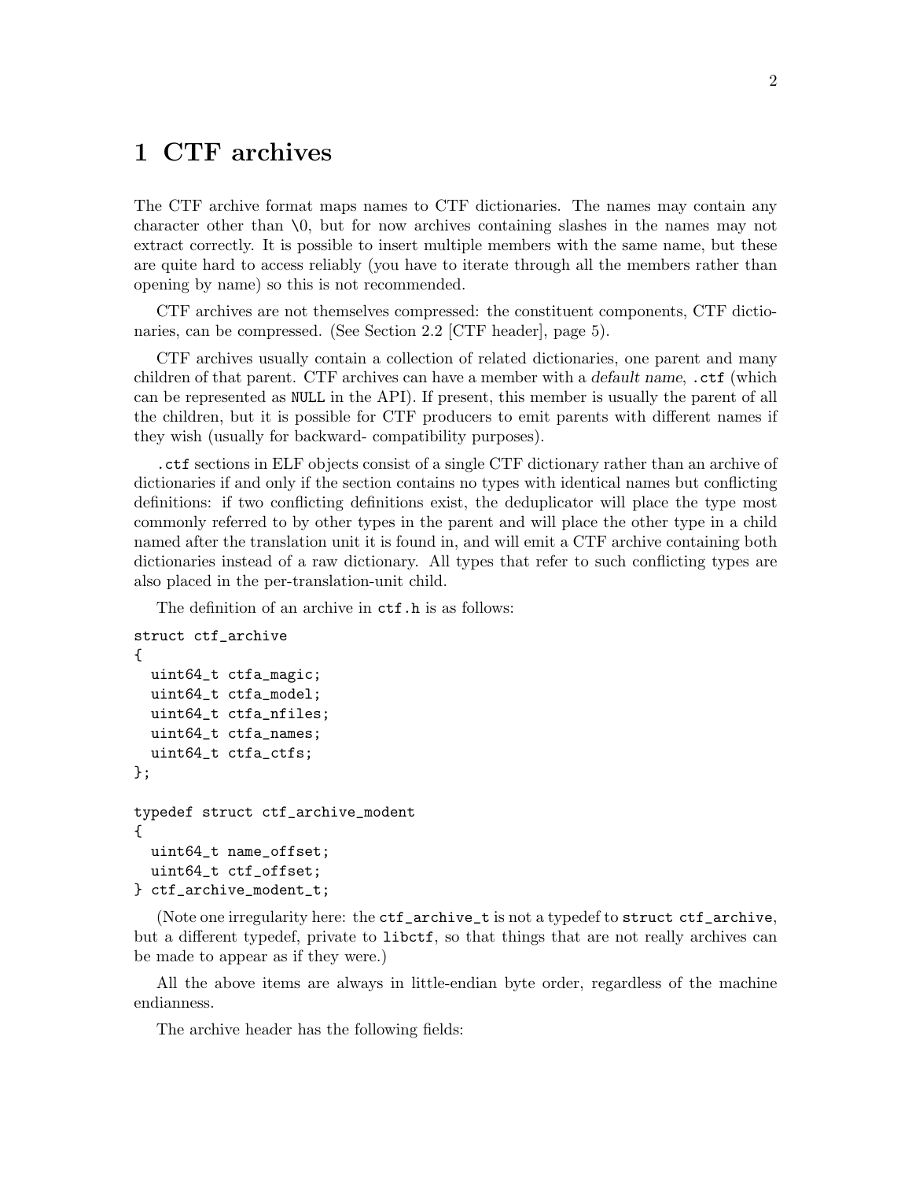# 1 CTF archives

The CTF archive format maps names to CTF dictionaries. The names may contain any character other than \0, but for now archives containing slashes in the names may not extract correctly. It is possible to insert multiple members with the same name, but these are quite hard to access reliably (you have to iterate through all the members rather than opening by name) so this is not recommended.

CTF archives are not themselves compressed: the constituent components, CTF dictionaries, can be compressed. (See Section 2.2 [CTF header], page 5).

CTF archives usually contain a collection of related dictionaries, one parent and many children of that parent. CTF archives can have a member with a *default name*, `.ctf` (which can be represented as `NULL` in the API). If present, this member is usually the parent of all the children, but it is possible for CTF producers to emit parents with different names if they wish (usually for backward- compatibility purposes).

`.ctf` sections in ELF objects consist of a single CTF dictionary rather than an archive of dictionaries if and only if the section contains no types with identical names but conflicting definitions: if two conflicting definitions exist, the deduplicator will place the type most commonly referred to by other types in the parent and will place the other type in a child named after the translation unit it is found in, and will emit a CTF archive containing both dictionaries instead of a raw dictionary. All types that refer to such conflicting types are also placed in the per-translation-unit child.

The definition of an archive in `ctf.h` is as follows:

```
struct ctf_archive
{
  uint64_t ctfa_magic;
  uint64_t ctfa_model;
  uint64_t ctfa_nfiles;
  uint64_t ctfa_names;
  uint64_t ctfa_ctfs;
};

typedef struct ctf_archive_modent
{
  uint64_t name_offset;
  uint64_t ctf_offset;
} ctf_archive_modent_t;
```

(Note one irregularity here: the `ctf_archive_t` is not a typedef to `struct ctf_archive`, but a different typedef, private to `libctf`, so that things that are not really archives can be made to appear as if they were.)

All the above items are always in little-endian byte order, regardless of the machine endianness.

The archive header has the following fields: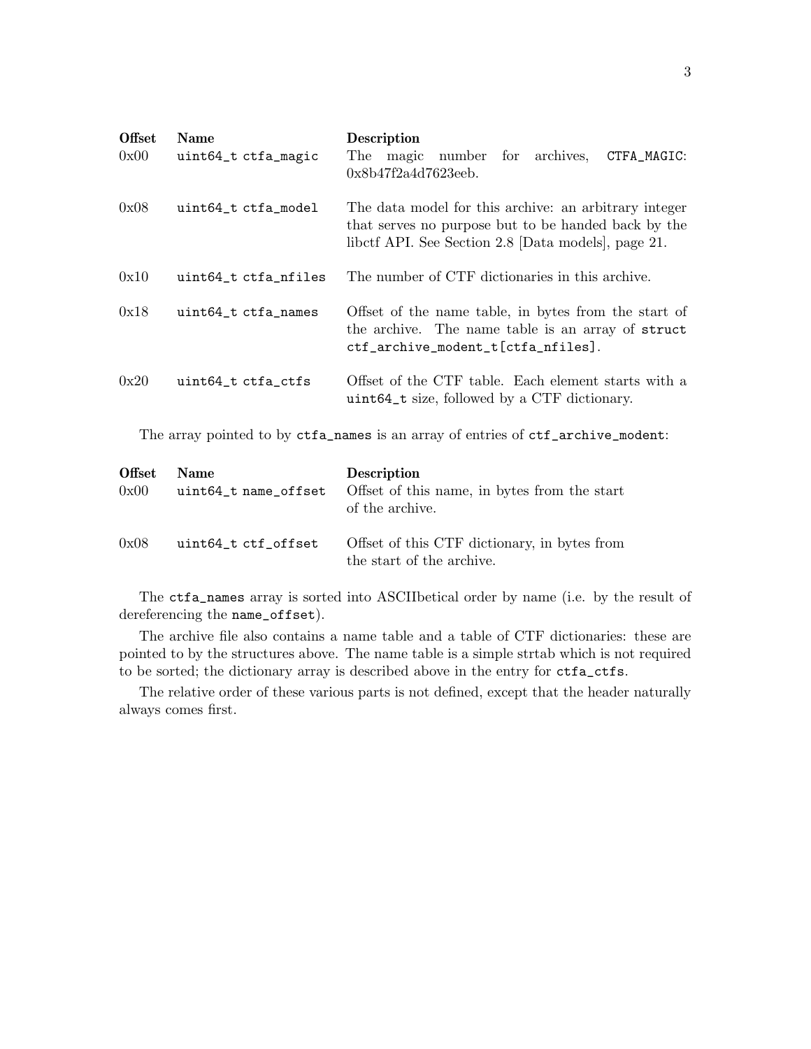| Offset | Name | Description |
| --- | --- | --- |
| 0x00 | `uint64_t ctfa_magic` | The magic number for archives, `CTFA_MAGIC`: 0x8b47f2a4d7623eeb. |
| 0x08 | `uint64_t ctfa_model` | The data model for this archive: an arbitrary integer that serves no purpose but to be handed back by the libctf API. See Section 2.8 [Data models], page 21. |
| 0x10 | `uint64_t ctfa_nfiles` | The number of CTF dictionaries in this archive. |
| 0x18 | `uint64_t ctfa_names` | Offset of the name table, in bytes from the start of the archive. The name table is an array of `struct ctf_archive_modent_t[ctfa_nfiles]`. |
| 0x20 | `uint64_t ctfa_ctfs` | Offset of the CTF table. Each element starts with a `uint64_t` size, followed by a CTF dictionary. |

The array pointed to by `ctfa_names` is an array of entries of `ctf_archive_modent`:

| Offset | Name | Description |
| --- | --- | --- |
| 0x00 | `uint64_t name_offset` | Offset of this name, in bytes from the start of the archive. |
| 0x08 | `uint64_t ctf_offset` | Offset of this CTF dictionary, in bytes from the start of the archive. |

The `ctfa_names` array is sorted into ASCIIbetical order by name (i.e. by the result of dereferencing the `name_offset`).

The archive file also contains a name table and a table of CTF dictionaries: these are pointed to by the structures above. The name table is a simple strtab which is not required to be sorted; the dictionary array is described above in the entry for `ctfa_ctfs`.

The relative order of these various parts is not defined, except that the header naturally always comes first.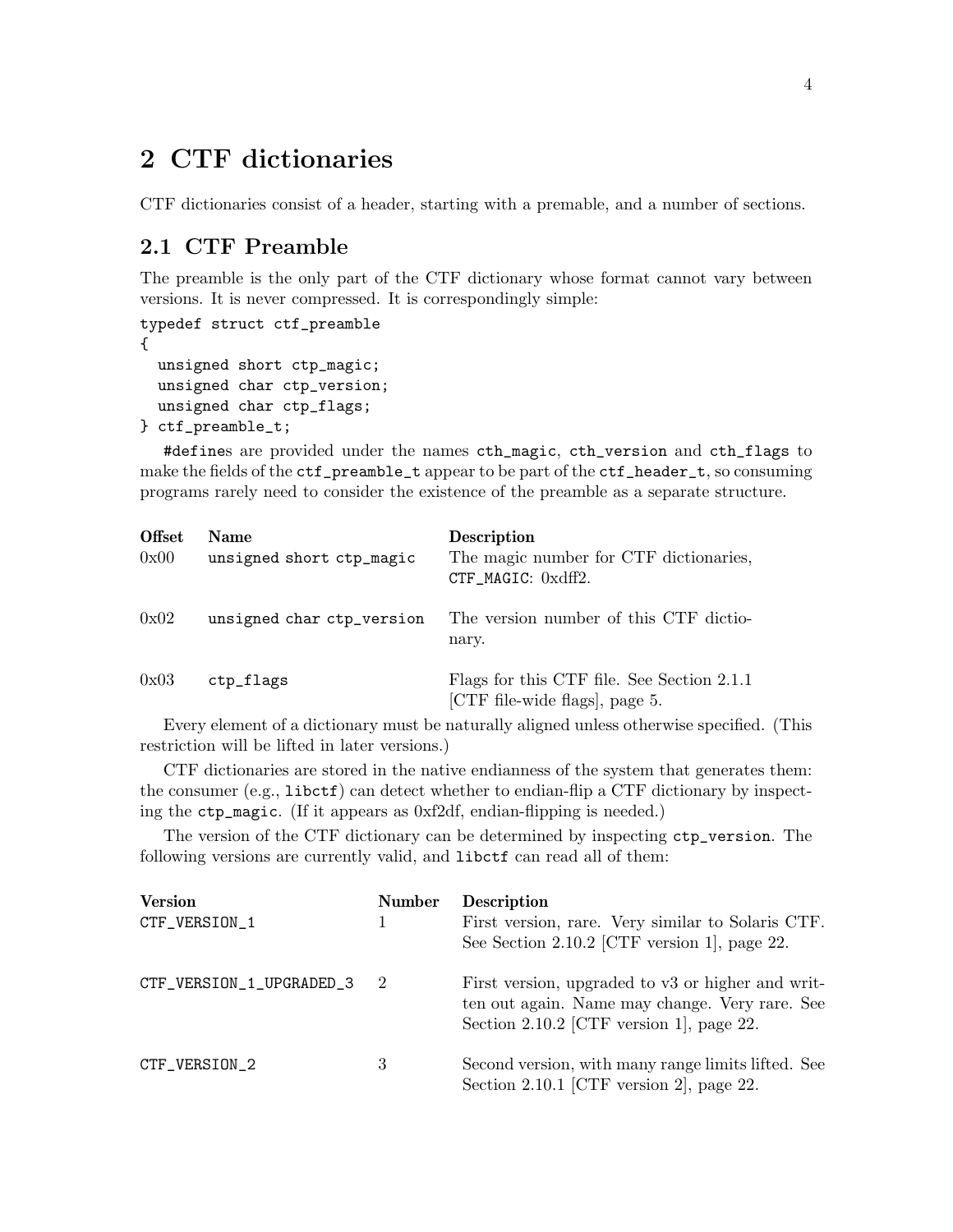# 2 CTF dictionaries

CTF dictionaries consist of a header, starting with a premable, and a number of sections.

## 2.1 CTF Preamble

The preamble is the only part of the CTF dictionary whose format cannot vary between versions. It is never compressed. It is correspondingly simple:

```
typedef struct ctf_preamble
{
  unsigned short ctp_magic;
  unsigned char ctp_version;
  unsigned char ctp_flags;
} ctf_preamble_t;
```

`#define`s are provided under the names `cth_magic`, `cth_version` and `cth_flags` to make the fields of the `ctf_preamble_t` appear to be part of the `ctf_header_t`, so consuming programs rarely need to consider the existence of the preamble as a separate structure.

| Offset | Name | Description |
|---|---|---|
| 0x00 | `unsigned short ctp_magic` | The magic number for CTF dictionaries, `CTF_MAGIC`: 0xdff2. |
| 0x02 | `unsigned char ctp_version` | The version number of this CTF dictionary. |
| 0x03 | `ctp_flags` | Flags for this CTF file. See Section 2.1.1 [CTF file-wide flags], page 5. |

Every element of a dictionary must be naturally aligned unless otherwise specified. (This restriction will be lifted in later versions.)

CTF dictionaries are stored in the native endianness of the system that generates them: the consumer (e.g., `libctf`) can detect whether to endian-flip a CTF dictionary by inspecting the `ctp_magic`. (If it appears as 0xf2df, endian-flipping is needed.)

The version of the CTF dictionary can be determined by inspecting `ctp_version`. The following versions are currently valid, and `libctf` can read all of them:

| Version | Number | Description |
|---|---|---|
| `CTF_VERSION_1` | 1 | First version, rare. Very similar to Solaris CTF. See Section 2.10.2 [CTF version 1], page 22. |
| `CTF_VERSION_1_UPGRADED_3` | 2 | First version, upgraded to v3 or higher and written out again. Name may change. Very rare. See Section 2.10.2 [CTF version 1], page 22. |
| `CTF_VERSION_2` | 3 | Second version, with many range limits lifted. See Section 2.10.1 [CTF version 2], page 22. |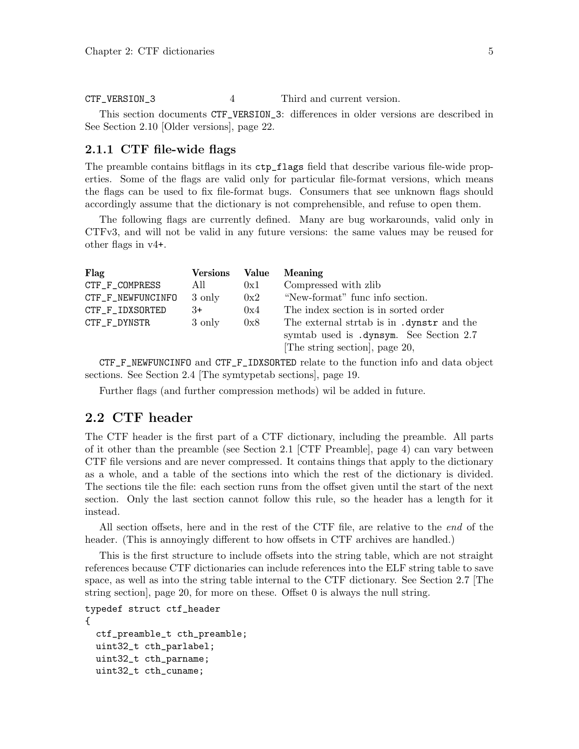| | | |
|---|---|---|
| CTF_VERSION_3 | 4 | Third and current version. |

This section documents CTF_VERSION_3: differences in older versions are described in See Section 2.10 [Older versions], page 22.

### 2.1.1 CTF file-wide flags

The preamble contains bitflags in its ctp_flags field that describe various file-wide properties. Some of the flags are valid only for particular file-format versions, which means the flags can be used to fix file-format bugs. Consumers that see unknown flags should accordingly assume that the dictionary is not comprehensible, and refuse to open them.

The following flags are currently defined. Many are bug workarounds, valid only in CTFv3, and will not be valid in any future versions: the same values may be reused for other flags in v4+.

| Flag | Versions | Value | Meaning |
|---|---|---|---|
| CTF_F_COMPRESS | All | 0x1 | Compressed with zlib |
| CTF_F_NEWFUNCINFO | 3 only | 0x2 | "New-format" func info section. |
| CTF_F_IDXSORTED | 3+ | 0x4 | The index section is in sorted order |
| CTF_F_DYNSTR | 3 only | 0x8 | The external strtab is in .dynstr and the symtab used is .dynsym. See Section 2.7 [The string section], page 20, |

CTF_F_NEWFUNCINFO and CTF_F_IDXSORTED relate to the function info and data object sections. See Section 2.4 [The symtypetab sections], page 19.

Further flags (and further compression methods) wil be added in future.

## 2.2 CTF header

The CTF header is the first part of a CTF dictionary, including the preamble. All parts of it other than the preamble (see Section 2.1 [CTF Preamble], page 4) can vary between CTF file versions and are never compressed. It contains things that apply to the dictionary as a whole, and a table of the sections into which the rest of the dictionary is divided. The sections tile the file: each section runs from the offset given until the start of the next section. Only the last section cannot follow this rule, so the header has a length for it instead.

All section offsets, here and in the rest of the CTF file, are relative to the *end* of the header. (This is annoyingly different to how offsets in CTF archives are handled.)

This is the first structure to include offsets into the string table, which are not straight references because CTF dictionaries can include references into the ELF string table to save space, as well as into the string table internal to the CTF dictionary. See Section 2.7 [The string section], page 20, for more on these. Offset 0 is always the null string.

```
typedef struct ctf_header
{
  ctf_preamble_t cth_preamble;
  uint32_t cth_parlabel;
  uint32_t cth_parname;
  uint32_t cth_cuname;
```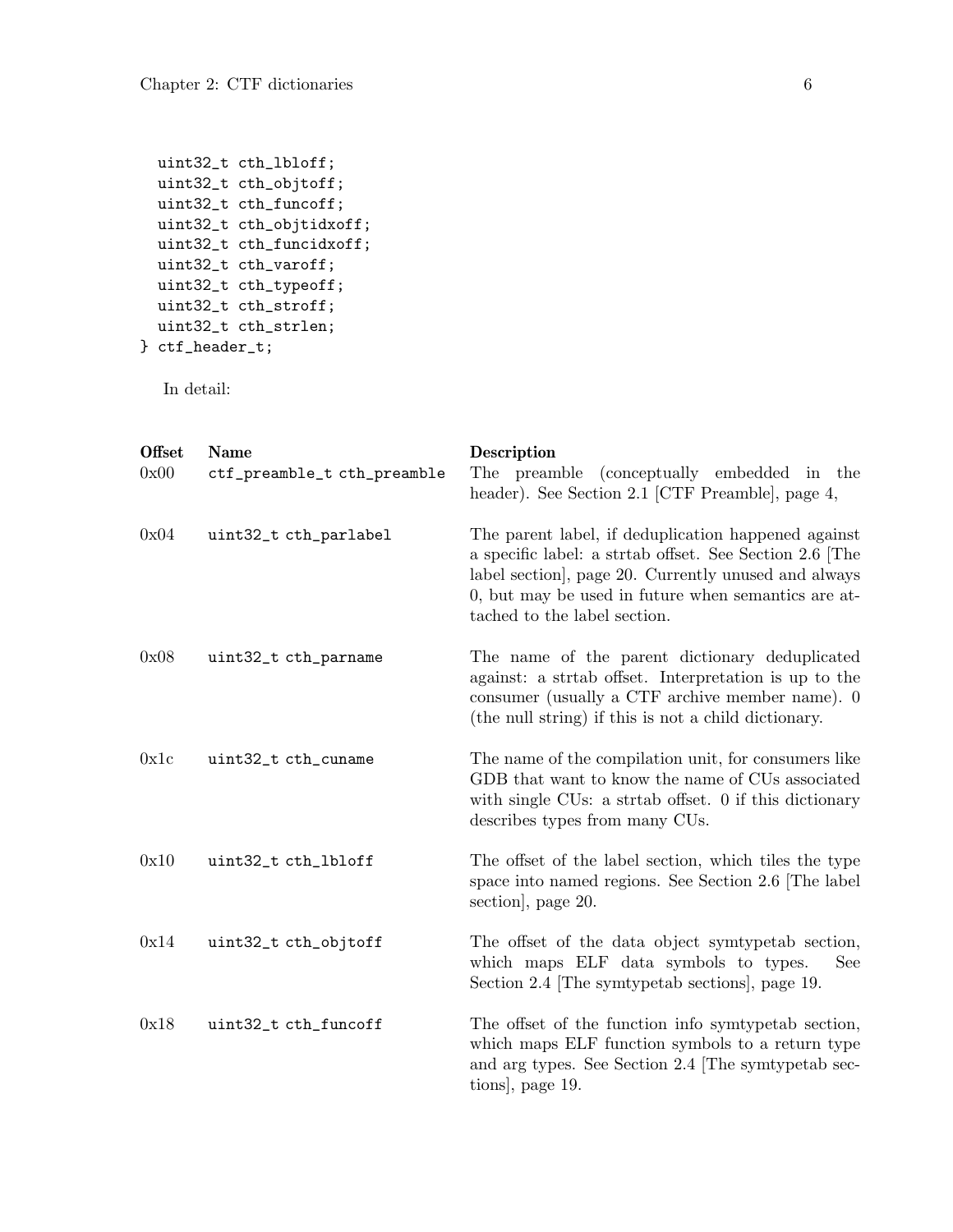```
  uint32_t cth_lbloff;
  uint32_t cth_objtoff;
  uint32_t cth_funcoff;
  uint32_t cth_objtidxoff;
  uint32_t cth_funcidxoff;
  uint32_t cth_varoff;
  uint32_t cth_typeoff;
  uint32_t cth_stroff;
  uint32_t cth_strlen;
} ctf_header_t;
```

In detail:

| Offset | Name | Description |
|---|---|---|
| 0x00 | `ctf_preamble_t cth_preamble` | The preamble (conceptually embedded in the header). See Section 2.1 [CTF Preamble], page 4, |
| 0x04 | `uint32_t cth_parlabel` | The parent label, if deduplication happened against a specific label: a strtab offset. See Section 2.6 [The label section], page 20. Currently unused and always 0, but may be used in future when semantics are attached to the label section. |
| 0x08 | `uint32_t cth_parname` | The name of the parent dictionary deduplicated against: a strtab offset. Interpretation is up to the consumer (usually a CTF archive member name). 0 (the null string) if this is not a child dictionary. |
| 0x1c | `uint32_t cth_cuname` | The name of the compilation unit, for consumers like GDB that want to know the name of CUs associated with single CUs: a strtab offset. 0 if this dictionary describes types from many CUs. |
| 0x10 | `uint32_t cth_lbloff` | The offset of the label section, which tiles the type space into named regions. See Section 2.6 [The label section], page 20. |
| 0x14 | `uint32_t cth_objtoff` | The offset of the data object symtypetab section, which maps ELF data symbols to types. See Section 2.4 [The symtypetab sections], page 19. |
| 0x18 | `uint32_t cth_funcoff` | The offset of the function info symtypetab section, which maps ELF function symbols to a return type and arg types. See Section 2.4 [The symtypetab sections], page 19. |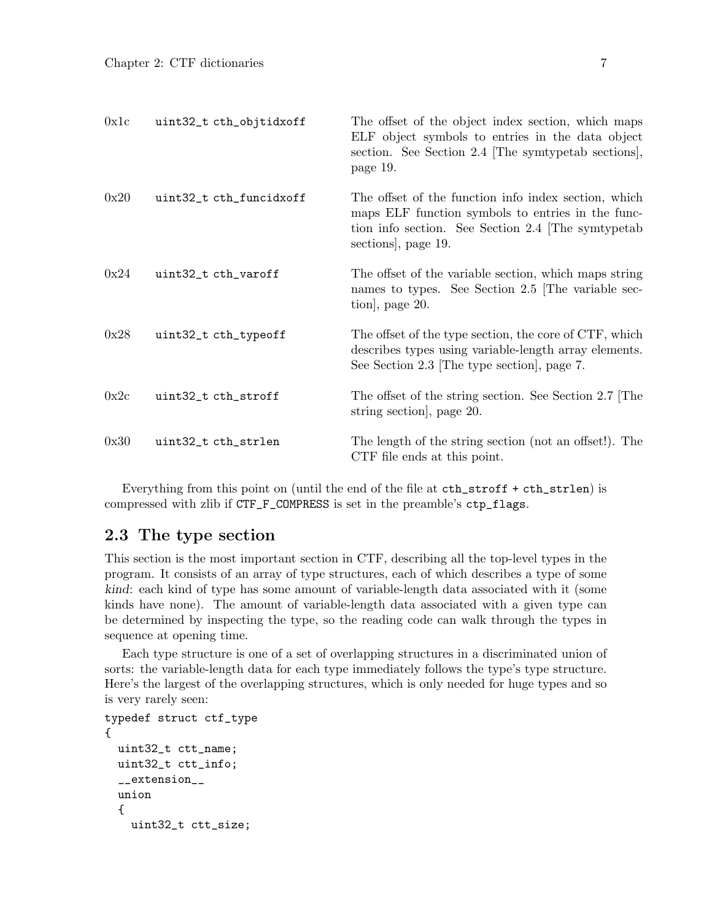| | | |
|---|---|---|
| 0x1c | `uint32_t cth_objtidxoff` | The offset of the object index section, which maps ELF object symbols to entries in the data object section. See Section 2.4 [The symtypetab sections], page 19. |
| 0x20 | `uint32_t cth_funcidxoff` | The offset of the function info index section, which maps ELF function symbols to entries in the function info section. See Section 2.4 [The symtypetab sections], page 19. |
| 0x24 | `uint32_t cth_varoff` | The offset of the variable section, which maps string names to types. See Section 2.5 [The variable section], page 20. |
| 0x28 | `uint32_t cth_typeoff` | The offset of the type section, the core of CTF, which describes types using variable-length array elements. See Section 2.3 [The type section], page 7. |
| 0x2c | `uint32_t cth_stroff` | The offset of the string section. See Section 2.7 [The string section], page 20. |
| 0x30 | `uint32_t cth_strlen` | The length of the string section (not an offset!). The CTF file ends at this point. |

Everything from this point on (until the end of the file at `cth_stroff + cth_strlen`) is compressed with zlib if `CTF_F_COMPRESS` is set in the preamble's `ctp_flags`.

## 2.3 The type section

This section is the most important section in CTF, describing all the top-level types in the program. It consists of an array of type structures, each of which describes a type of some *kind*: each kind of type has some amount of variable-length data associated with it (some kinds have none). The amount of variable-length data associated with a given type can be determined by inspecting the type, so the reading code can walk through the types in sequence at opening time.

Each type structure is one of a set of overlapping structures in a discriminated union of sorts: the variable-length data for each type immediately follows the type's type structure. Here's the largest of the overlapping structures, which is only needed for huge types and so is very rarely seen:

```
typedef struct ctf_type
{
  uint32_t ctt_name;
  uint32_t ctt_info;
  __extension__
  union
  {
    uint32_t ctt_size;
```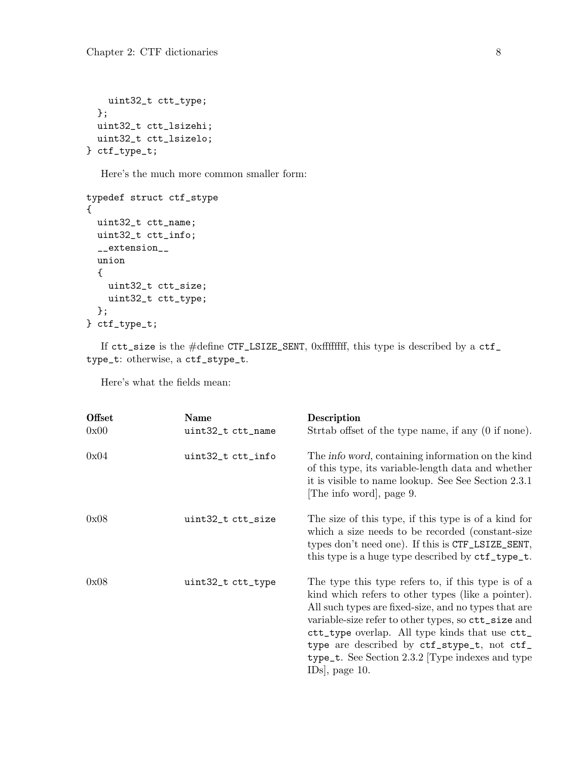```
    uint32_t ctt_type;
  };
  uint32_t ctt_lsizehi;
  uint32_t ctt_lsizelo;
} ctf_type_t;
```

Here's the much more common smaller form:

```
typedef struct ctf_stype
{
  uint32_t ctt_name;
  uint32_t ctt_info;
  __extension__
  union
  {
    uint32_t ctt_size;
    uint32_t ctt_type;
  };
} ctf_type_t;
```

If `ctt_size` is the #define `CTF_LSIZE_SENT`, 0xffffffff, this type is described by a `ctf_type_t`: otherwise, a `ctf_stype_t`.

Here's what the fields mean:

| Offset | Name | Description |
|---|---|---|
| 0x00 | `uint32_t ctt_name` | Strtab offset of the type name, if any (0 if none). |
| 0x04 | `uint32_t ctt_info` | The *info word*, containing information on the kind of this type, its variable-length data and whether it is visible to name lookup. See See Section 2.3.1 [The info word], page 9. |
| 0x08 | `uint32_t ctt_size` | The size of this type, if this type is of a kind for which a size needs to be recorded (constant-size types don't need one). If this is `CTF_LSIZE_SENT`, this type is a huge type described by `ctf_type_t`. |
| 0x08 | `uint32_t ctt_type` | The type this type refers to, if this type is of a kind which refers to other types (like a pointer). All such types are fixed-size, and no types that are variable-size refer to other types, so `ctt_size` and `ctt_type` overlap. All type kinds that use `ctt_type` are described by `ctf_stype_t`, not `ctf_type_t`. See Section 2.3.2 [Type indexes and type IDs], page 10. |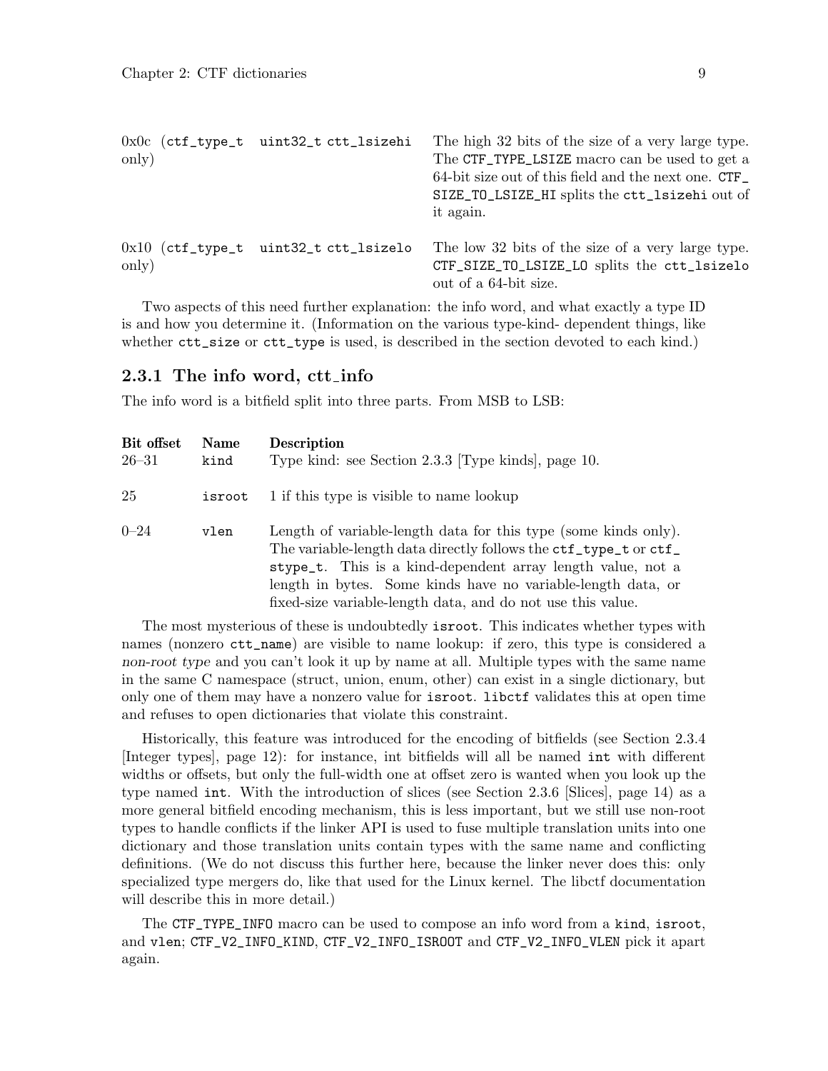| | | |
|---|---|---|
| 0x0c (`ctf_type_t` only) | `uint32_t ctt_lsizehi` | The high 32 bits of the size of a very large type. The `CTF_TYPE_LSIZE` macro can be used to get a 64-bit size out of this field and the next one. `CTF_SIZE_TO_LSIZE_HI` splits the `ctt_lsizehi` out of it again. |
| 0x10 (`ctf_type_t` only) | `uint32_t ctt_lsizelo` | The low 32 bits of the size of a very large type. `CTF_SIZE_TO_LSIZE_LO` splits the `ctt_lsizelo` out of a 64-bit size. |

Two aspects of this need further explanation: the info word, and what exactly a type ID is and how you determine it. (Information on the various type-kind- dependent things, like whether `ctt_size` or `ctt_type` is used, is described in the section devoted to each kind.)

### 2.3.1 The info word, ctt_info

The info word is a bitfield split into three parts. From MSB to LSB:

| Bit offset | Name | Description |
|---|---|---|
| 26–31 | `kind` | Type kind: see Section 2.3.3 [Type kinds], page 10. |
| 25 | `isroot` | 1 if this type is visible to name lookup |
| 0–24 | `vlen` | Length of variable-length data for this type (some kinds only). The variable-length data directly follows the `ctf_type_t` or `ctf_stype_t`. This is a kind-dependent array length value, not a length in bytes. Some kinds have no variable-length data, or fixed-size variable-length data, and do not use this value. |

The most mysterious of these is undoubtedly `isroot`. This indicates whether types with names (nonzero `ctt_name`) are visible to name lookup: if zero, this type is considered a *non-root type* and you can't look it up by name at all. Multiple types with the same name in the same C namespace (struct, union, enum, other) can exist in a single dictionary, but only one of them may have a nonzero value for `isroot`. `libctf` validates this at open time and refuses to open dictionaries that violate this constraint.

Historically, this feature was introduced for the encoding of bitfields (see Section 2.3.4 [Integer types], page 12): for instance, int bitfields will all be named `int` with different widths or offsets, but only the full-width one at offset zero is wanted when you look up the type named `int`. With the introduction of slices (see Section 2.3.6 [Slices], page 14) as a more general bitfield encoding mechanism, this is less important, but we still use non-root types to handle conflicts if the linker API is used to fuse multiple translation units into one dictionary and those translation units contain types with the same name and conflicting definitions. (We do not discuss this further here, because the linker never does this: only specialized type mergers do, like that used for the Linux kernel. The libctf documentation will describe this in more detail.)

The `CTF_TYPE_INFO` macro can be used to compose an info word from a `kind`, `isroot`, and `vlen`; `CTF_V2_INFO_KIND`, `CTF_V2_INFO_ISROOT` and `CTF_V2_INFO_VLEN` pick it apart again.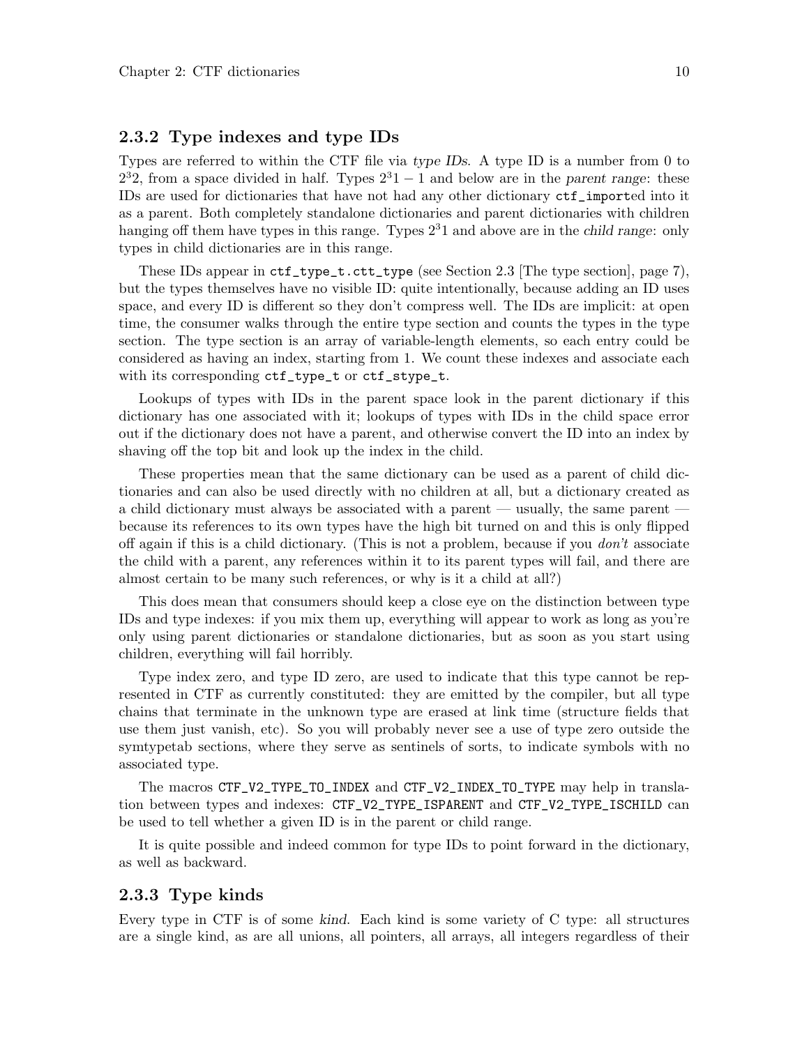### 2.3.2 Type indexes and type IDs

Types are referred to within the CTF file via *type IDs*. A type ID is a number from 0 to $2^32$, from a space divided in half. Types $2^31 - 1$ and below are in the *parent range*: these IDs are used for dictionaries that have not had any other dictionary `ctf_import`ed into it as a parent. Both completely standalone dictionaries and parent dictionaries with children hanging off them have types in this range. Types $2^31$ and above are in the *child range*: only types in child dictionaries are in this range.

These IDs appear in `ctf_type_t.ctt_type` (see Section 2.3 [The type section], page 7), but the types themselves have no visible ID: quite intentionally, because adding an ID uses space, and every ID is different so they don't compress well. The IDs are implicit: at open time, the consumer walks through the entire type section and counts the types in the type section. The type section is an array of variable-length elements, so each entry could be considered as having an index, starting from 1. We count these indexes and associate each with its corresponding `ctf_type_t` or `ctf_stype_t`.

Lookups of types with IDs in the parent space look in the parent dictionary if this dictionary has one associated with it; lookups of types with IDs in the child space error out if the dictionary does not have a parent, and otherwise convert the ID into an index by shaving off the top bit and look up the index in the child.

These properties mean that the same dictionary can be used as a parent of child dictionaries and can also be used directly with no children at all, but a dictionary created as a child dictionary must always be associated with a parent — usually, the same parent — because its references to its own types have the high bit turned on and this is only flipped off again if this is a child dictionary. (This is not a problem, because if you *don't* associate the child with a parent, any references within it to its parent types will fail, and there are almost certain to be many such references, or why is it a child at all?)

This does mean that consumers should keep a close eye on the distinction between type IDs and type indexes: if you mix them up, everything will appear to work as long as you're only using parent dictionaries or standalone dictionaries, but as soon as you start using children, everything will fail horribly.

Type index zero, and type ID zero, are used to indicate that this type cannot be represented in CTF as currently constituted: they are emitted by the compiler, but all type chains that terminate in the unknown type are erased at link time (structure fields that use them just vanish, etc). So you will probably never see a use of type zero outside the symtypetab sections, where they serve as sentinels of sorts, to indicate symbols with no associated type.

The macros `CTF_V2_TYPE_TO_INDEX` and `CTF_V2_INDEX_TO_TYPE` may help in translation between types and indexes: `CTF_V2_TYPE_ISPARENT` and `CTF_V2_TYPE_ISCHILD` can be used to tell whether a given ID is in the parent or child range.

It is quite possible and indeed common for type IDs to point forward in the dictionary, as well as backward.

### 2.3.3 Type kinds

Every type in CTF is of some *kind*. Each kind is some variety of C type: all structures are a single kind, as are all unions, all pointers, all arrays, all integers regardless of their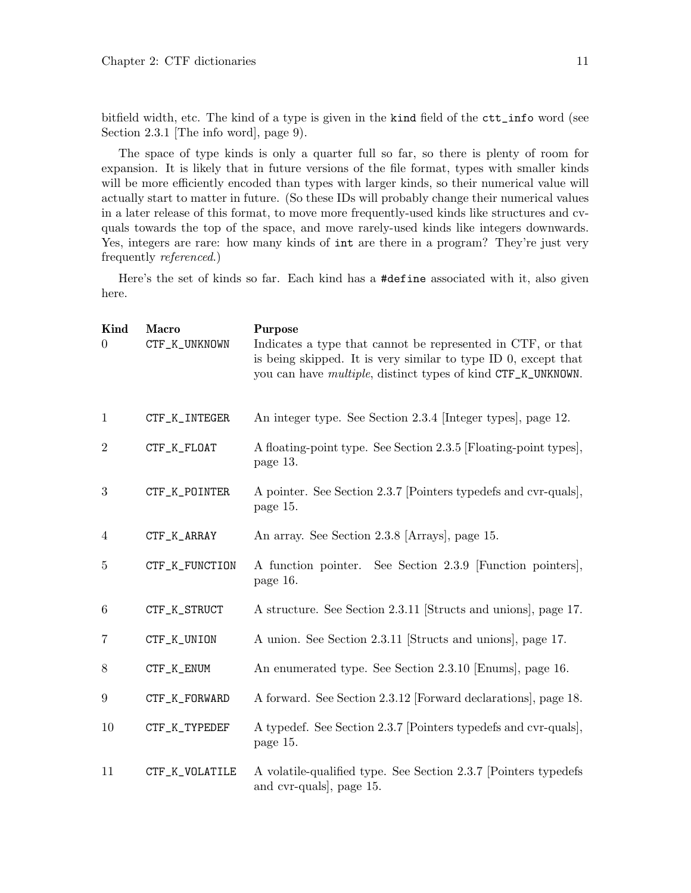bitfield width, etc. The kind of a type is given in the `kind` field of the `ctt_info` word (see Section 2.3.1 [The info word], page 9).

The space of type kinds is only a quarter full so far, so there is plenty of room for expansion. It is likely that in future versions of the file format, types with smaller kinds will be more efficiently encoded than types with larger kinds, so their numerical value will actually start to matter in future. (So these IDs will probably change their numerical values in a later release of this format, to move more frequently-used kinds like structures and cv-quals towards the top of the space, and move rarely-used kinds like integers downwards. Yes, integers are rare: how many kinds of `int` are there in a program? They're just very frequently *referenced*.)

Here's the set of kinds so far. Each kind has a `#define` associated with it, also given here.

| Kind | Macro | Purpose |
| --- | --- | --- |
| 0 | `CTF_K_UNKNOWN` | Indicates a type that cannot be represented in CTF, or that is being skipped. It is very similar to type ID 0, except that you can have *multiple*, distinct types of kind `CTF_K_UNKNOWN`. |
| 1 | `CTF_K_INTEGER` | An integer type. See Section 2.3.4 [Integer types], page 12. |
| 2 | `CTF_K_FLOAT` | A floating-point type. See Section 2.3.5 [Floating-point types], page 13. |
| 3 | `CTF_K_POINTER` | A pointer. See Section 2.3.7 [Pointers typedefs and cvr-quals], page 15. |
| 4 | `CTF_K_ARRAY` | An array. See Section 2.3.8 [Arrays], page 15. |
| 5 | `CTF_K_FUNCTION` | A function pointer. See Section 2.3.9 [Function pointers], page 16. |
| 6 | `CTF_K_STRUCT` | A structure. See Section 2.3.11 [Structs and unions], page 17. |
| 7 | `CTF_K_UNION` | A union. See Section 2.3.11 [Structs and unions], page 17. |
| 8 | `CTF_K_ENUM` | An enumerated type. See Section 2.3.10 [Enums], page 16. |
| 9 | `CTF_K_FORWARD` | A forward. See Section 2.3.12 [Forward declarations], page 18. |
| 10 | `CTF_K_TYPEDEF` | A typedef. See Section 2.3.7 [Pointers typedefs and cvr-quals], page 15. |
| 11 | `CTF_K_VOLATILE` | A volatile-qualified type. See Section 2.3.7 [Pointers typedefs and cvr-quals], page 15. |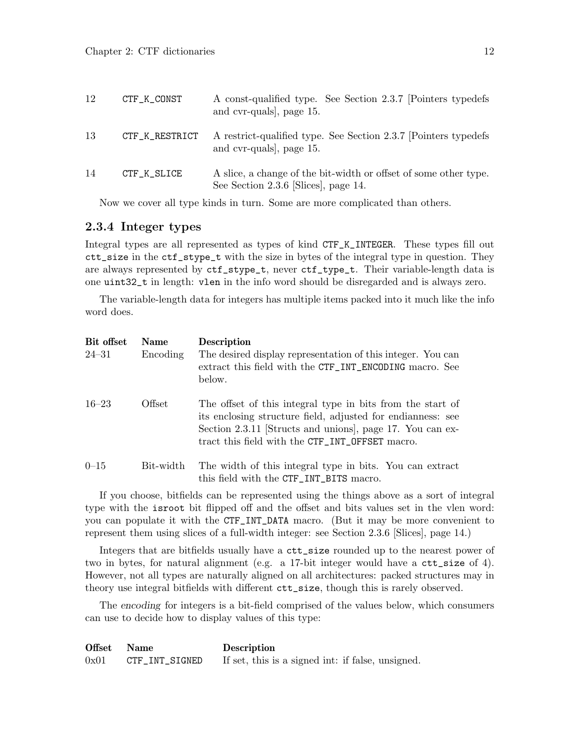| | | |
|---|---|---|
| 12 | `CTF_K_CONST` | A const-qualified type. See Section 2.3.7 [Pointers typedefs and cvr-quals], page 15. |
| 13 | `CTF_K_RESTRICT` | A restrict-qualified type. See Section 2.3.7 [Pointers typedefs and cvr-quals], page 15. |
| 14 | `CTF_K_SLICE` | A slice, a change of the bit-width or offset of some other type. See Section 2.3.6 [Slices], page 14. |

Now we cover all type kinds in turn. Some are more complicated than others.

### 2.3.4 Integer types

Integral types are all represented as types of kind `CTF_K_INTEGER`. These types fill out `ctt_size` in the `ctf_stype_t` with the size in bytes of the integral type in question. They are always represented by `ctf_stype_t`, never `ctf_type_t`. Their variable-length data is one `uint32_t` in length: `vlen` in the info word should be disregarded and is always zero.

The variable-length data for integers has multiple items packed into it much like the info word does.

| Bit offset | Name | Description |
|---|---|---|
| 24–31 | Encoding | The desired display representation of this integer. You can extract this field with the `CTF_INT_ENCODING` macro. See below. |
| 16–23 | Offset | The offset of this integral type in bits from the start of its enclosing structure field, adjusted for endianness: see Section 2.3.11 [Structs and unions], page 17. You can extract this field with the `CTF_INT_OFFSET` macro. |
| 0–15 | Bit-width | The width of this integral type in bits. You can extract this field with the `CTF_INT_BITS` macro. |

If you choose, bitfields can be represented using the things above as a sort of integral type with the `isroot` bit flipped off and the offset and bits values set in the vlen word: you can populate it with the `CTF_INT_DATA` macro. (But it may be more convenient to represent them using slices of a full-width integer: see Section 2.3.6 [Slices], page 14.)

Integers that are bitfields usually have a `ctt_size` rounded up to the nearest power of two in bytes, for natural alignment (e.g. a 17-bit integer would have a `ctt_size` of 4). However, not all types are naturally aligned on all architectures: packed structures may in theory use integral bitfields with different `ctt_size`, though this is rarely observed.

The *encoding* for integers is a bit-field comprised of the values below, which consumers can use to decide how to display values of this type:

| Offset | Name | Description |
|---|---|---|
| 0x01 | `CTF_INT_SIGNED` | If set, this is a signed int: if false, unsigned. |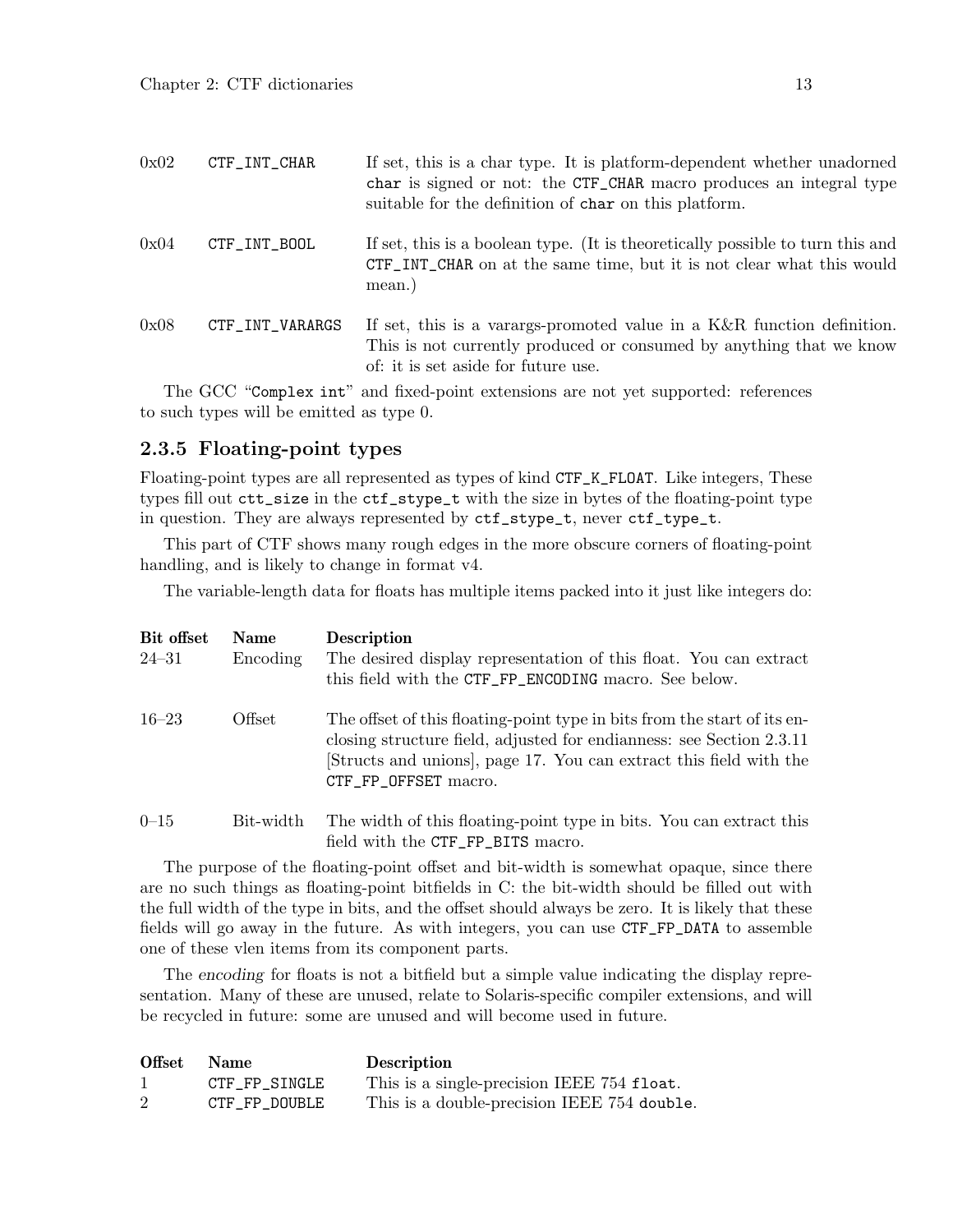| | | |
|---|---|---|
| 0x02 | `CTF_INT_CHAR` | If set, this is a char type. It is platform-dependent whether unadorned `char` is signed or not: the `CTF_CHAR` macro produces an integral type suitable for the definition of `char` on this platform. |
| 0x04 | `CTF_INT_BOOL` | If set, this is a boolean type. (It is theoretically possible to turn this and `CTF_INT_CHAR` on at the same time, but it is not clear what this would mean.) |
| 0x08 | `CTF_INT_VARARGS` | If set, this is a varargs-promoted value in a K&R function definition. This is not currently produced or consumed by anything that we know of: it is set aside for future use. |

The GCC "`Complex int`" and fixed-point extensions are not yet supported: references to such types will be emitted as type 0.

### 2.3.5 Floating-point types

Floating-point types are all represented as types of kind `CTF_K_FLOAT`. Like integers, These types fill out `ctt_size` in the `ctf_stype_t` with the size in bytes of the floating-point type in question. They are always represented by `ctf_stype_t`, never `ctf_type_t`.

This part of CTF shows many rough edges in the more obscure corners of floating-point handling, and is likely to change in format v4.

The variable-length data for floats has multiple items packed into it just like integers do:

| Bit offset | Name | Description |
|---|---|---|
| 24–31 | Encoding | The desired display representation of this float. You can extract this field with the `CTF_FP_ENCODING` macro. See below. |
| 16–23 | Offset | The offset of this floating-point type in bits from the start of its enclosing structure field, adjusted for endianness: see Section 2.3.11 [Structs and unions], page 17. You can extract this field with the `CTF_FP_OFFSET` macro. |
| 0–15 | Bit-width | The width of this floating-point type in bits. You can extract this field with the `CTF_FP_BITS` macro. |

The purpose of the floating-point offset and bit-width is somewhat opaque, since there are no such things as floating-point bitfields in C: the bit-width should be filled out with the full width of the type in bits, and the offset should always be zero. It is likely that these fields will go away in the future. As with integers, you can use `CTF_FP_DATA` to assemble one of these vlen items from its component parts.

The *encoding* for floats is not a bitfield but a simple value indicating the display representation. Many of these are unused, relate to Solaris-specific compiler extensions, and will be recycled in future: some are unused and will become used in future.

| Offset | Name | Description |
|---|---|---|
| 1 | `CTF_FP_SINGLE` | This is a single-precision IEEE 754 `float`. |
| 2 | `CTF_FP_DOUBLE` | This is a double-precision IEEE 754 `double`. |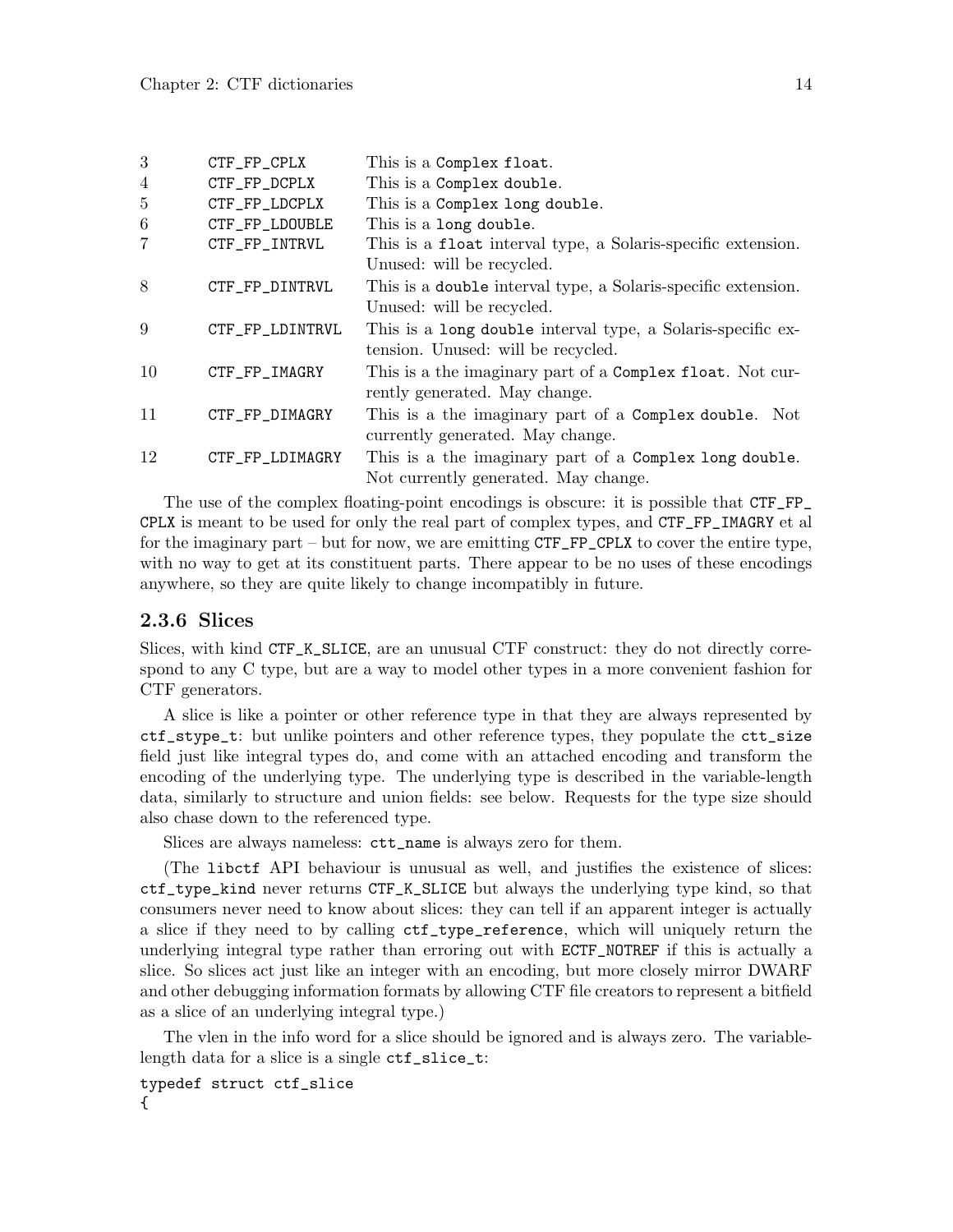| | | |
|---|---|---|
| 3 | CTF_FP_CPLX | This is a `Complex float`. |
| 4 | CTF_FP_DCPLX | This is a `Complex double`. |
| 5 | CTF_FP_LDCPLX | This is a `Complex long double`. |
| 6 | CTF_FP_LDOUBLE | This is a `long double`. |
| 7 | CTF_FP_INTRVL | This is a `float` interval type, a Solaris-specific extension. Unused: will be recycled. |
| 8 | CTF_FP_DINTRVL | This is a `double` interval type, a Solaris-specific extension. Unused: will be recycled. |
| 9 | CTF_FP_LDINTRVL | This is a `long double` interval type, a Solaris-specific extension. Unused: will be recycled. |
| 10 | CTF_FP_IMAGRY | This is a the imaginary part of a `Complex float`. Not currently generated. May change. |
| 11 | CTF_FP_DIMAGRY | This is a the imaginary part of a `Complex double`. Not currently generated. May change. |
| 12 | CTF_FP_LDIMAGRY | This is a the imaginary part of a `Complex long double`. Not currently generated. May change. |

The use of the complex floating-point encodings is obscure: it is possible that `CTF_FP_CPLX` is meant to be used for only the real part of complex types, and `CTF_FP_IMAGRY` et al for the imaginary part – but for now, we are emitting `CTF_FP_CPLX` to cover the entire type, with no way to get at its constituent parts. There appear to be no uses of these encodings anywhere, so they are quite likely to change incompatibly in future.

### 2.3.6 Slices

Slices, with kind `CTF_K_SLICE`, are an unusual CTF construct: they do not directly correspond to any C type, but are a way to model other types in a more convenient fashion for CTF generators.

A slice is like a pointer or other reference type in that they are always represented by `ctf_stype_t`: but unlike pointers and other reference types, they populate the `ctt_size` field just like integral types do, and come with an attached encoding and transform the encoding of the underlying type. The underlying type is described in the variable-length data, similarly to structure and union fields: see below. Requests for the type size should also chase down to the referenced type.

Slices are always nameless: `ctt_name` is always zero for them.

(The `libctf` API behaviour is unusual as well, and justifies the existence of slices: `ctf_type_kind` never returns `CTF_K_SLICE` but always the underlying type kind, so that consumers never need to know about slices: they can tell if an apparent integer is actually a slice if they need to by calling `ctf_type_reference`, which will uniquely return the underlying integral type rather than erroring out with `ECTF_NOTREF` if this is actually a slice. So slices act just like an integer with an encoding, but more closely mirror DWARF and other debugging information formats by allowing CTF file creators to represent a bitfield as a slice of an underlying integral type.)

The vlen in the info word for a slice should be ignored and is always zero. The variable-length data for a slice is a single `ctf_slice_t`:

```
typedef struct ctf_slice
{
```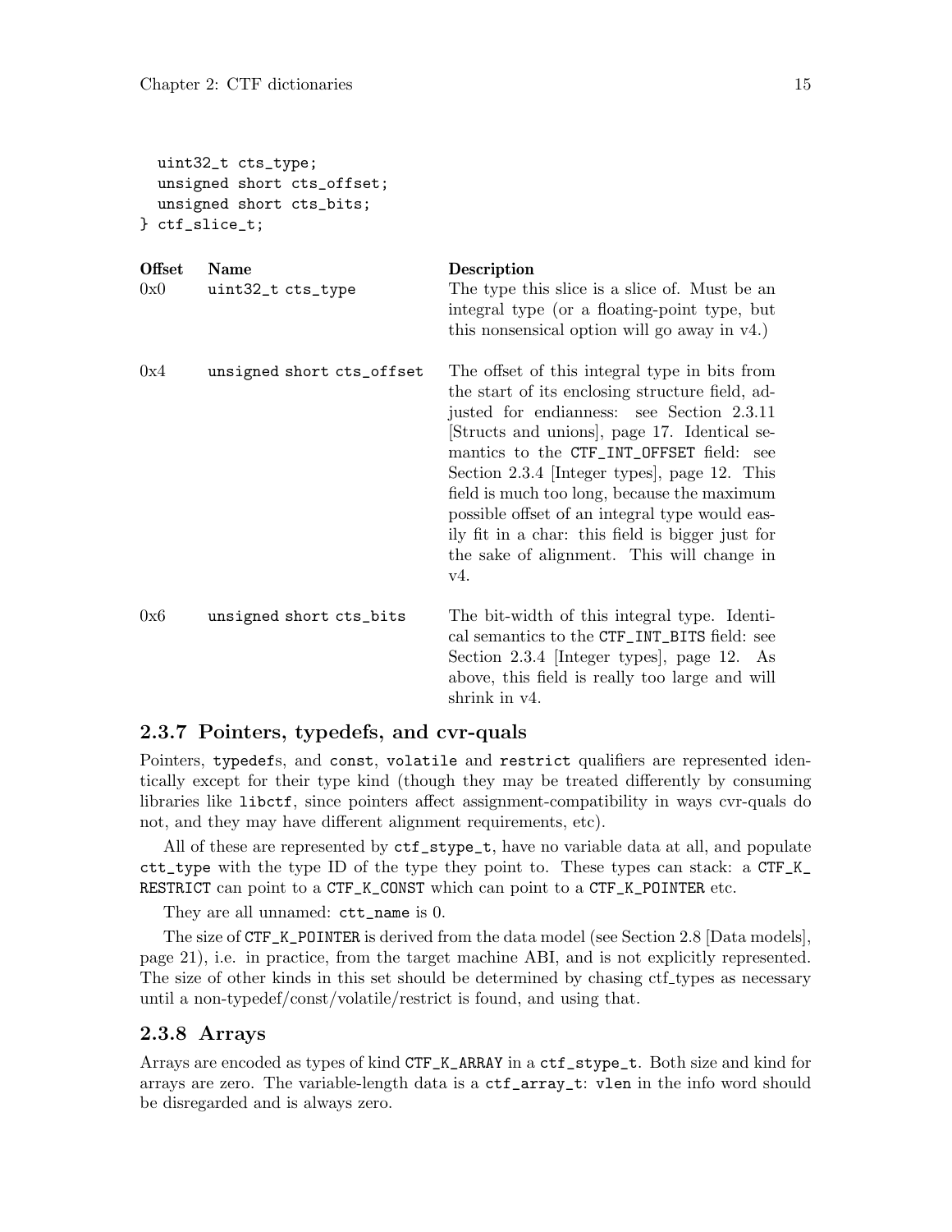```
  uint32_t cts_type;
  unsigned short cts_offset;
  unsigned short cts_bits;
} ctf_slice_t;
```

| Offset | Name | Description |
|---|---|---|
| 0x0 | `uint32_t cts_type` | The type this slice is a slice of. Must be an integral type (or a floating-point type, but this nonsensical option will go away in v4.) |
| 0x4 | `unsigned short cts_offset` | The offset of this integral type in bits from the start of its enclosing structure field, adjusted for endianness: see Section 2.3.11 [Structs and unions], page 17. Identical semantics to the `CTF_INT_OFFSET` field: see Section 2.3.4 [Integer types], page 12. This field is much too long, because the maximum possible offset of an integral type would easily fit in a char: this field is bigger just for the sake of alignment. This will change in v4. |
| 0x6 | `unsigned short cts_bits` | The bit-width of this integral type. Identical semantics to the `CTF_INT_BITS` field: see Section 2.3.4 [Integer types], page 12. As above, this field is really too large and will shrink in v4. |

### 2.3.7 Pointers, typedefs, and cvr-quals

Pointers, `typedef`s, and `const`, `volatile` and `restrict` qualifiers are represented identically except for their type kind (though they may be treated differently by consuming libraries like `libctf`, since pointers affect assignment-compatibility in ways cvr-quals do not, and they may have different alignment requirements, etc).

All of these are represented by `ctf_stype_t`, have no variable data at all, and populate `ctt_type` with the type ID of the type they point to. These types can stack: a `CTF_K_RESTRICT` can point to a `CTF_K_CONST` which can point to a `CTF_K_POINTER` etc.

They are all unnamed: `ctt_name` is 0.

The size of `CTF_K_POINTER` is derived from the data model (see Section 2.8 [Data models], page 21), i.e. in practice, from the target machine ABI, and is not explicitly represented. The size of other kinds in this set should be determined by chasing ctf_types as necessary until a non-typedef/const/volatile/restrict is found, and using that.

### 2.3.8 Arrays

Arrays are encoded as types of kind `CTF_K_ARRAY` in a `ctf_stype_t`. Both size and kind for arrays are zero. The variable-length data is a `ctf_array_t`: `vlen` in the info word should be disregarded and is always zero.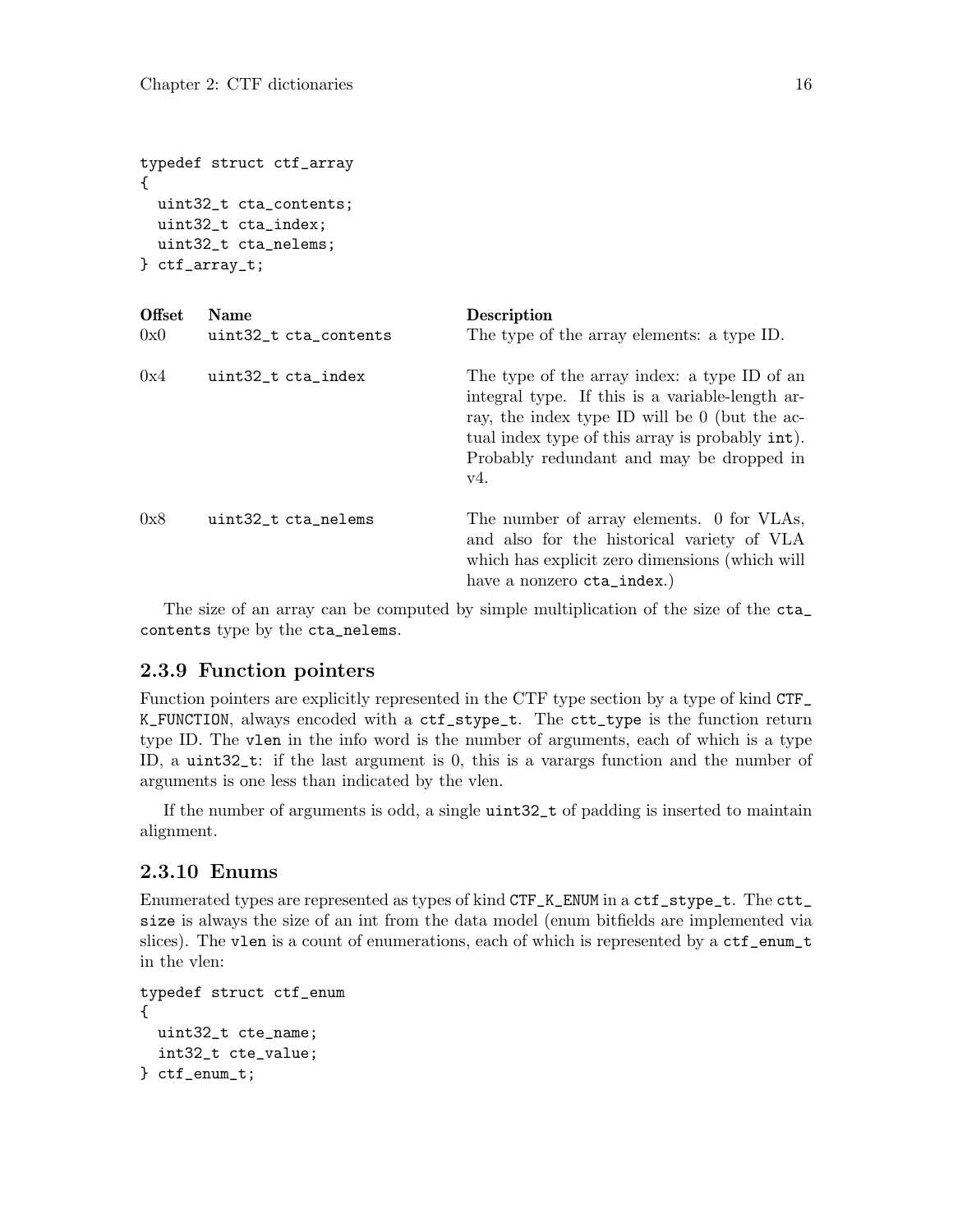```
typedef struct ctf_array
{
  uint32_t cta_contents;
  uint32_t cta_index;
  uint32_t cta_nelems;
} ctf_array_t;
```

| Offset | Name | Description |
|---|---|---|
| 0x0 | `uint32_t cta_contents` | The type of the array elements: a type ID. |
| 0x4 | `uint32_t cta_index` | The type of the array index: a type ID of an integral type. If this is a variable-length array, the index type ID will be 0 (but the actual index type of this array is probably `int`). Probably redundant and may be dropped in v4. |
| 0x8 | `uint32_t cta_nelems` | The number of array elements. 0 for VLAs, and also for the historical variety of VLA which has explicit zero dimensions (which will have a nonzero `cta_index`.) |

The size of an array can be computed by simple multiplication of the size of the `cta_contents` type by the `cta_nelems`.

### 2.3.9 Function pointers

Function pointers are explicitly represented in the CTF type section by a type of kind `CTF_K_FUNCTION`, always encoded with a `ctf_stype_t`. The `ctt_type` is the function return type ID. The `vlen` in the info word is the number of arguments, each of which is a type ID, a `uint32_t`: if the last argument is 0, this is a varargs function and the number of arguments is one less than indicated by the vlen.

If the number of arguments is odd, a single `uint32_t` of padding is inserted to maintain alignment.

### 2.3.10 Enums

Enumerated types are represented as types of kind `CTF_K_ENUM` in a `ctf_stype_t`. The `ctt_size` is always the size of an int from the data model (enum bitfields are implemented via slices). The `vlen` is a count of enumerations, each of which is represented by a `ctf_enum_t` in the vlen:

```
typedef struct ctf_enum
{
  uint32_t cte_name;
  int32_t cte_value;
} ctf_enum_t;
```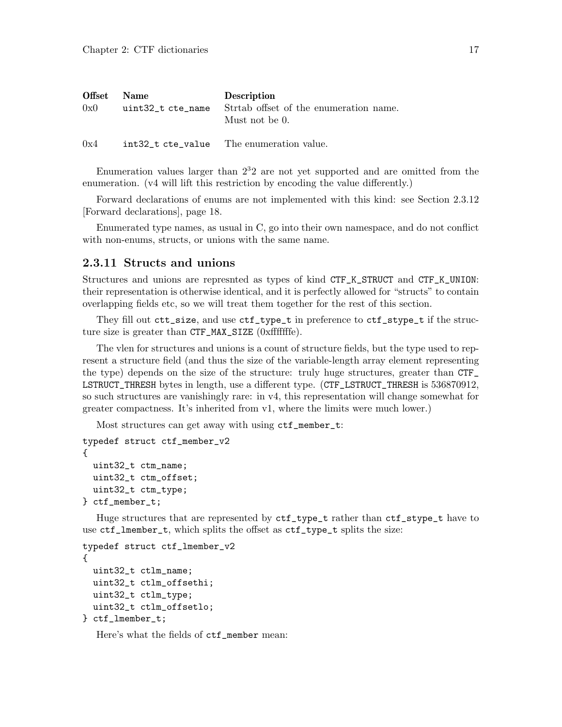| Offset | Name | Description |
| --- | --- | --- |
| 0x0 | `uint32_t cte_name` | Strtab offset of the enumeration name. Must not be 0. |
| 0x4 | `int32_t cte_value` | The enumeration value. |

Enumeration values larger than $2^32$ are not yet supported and are omitted from the enumeration. (v4 will lift this restriction by encoding the value differently.)

Forward declarations of enums are not implemented with this kind: see Section 2.3.12 [Forward declarations], page 18.

Enumerated type names, as usual in C, go into their own namespace, and do not conflict with non-enums, structs, or unions with the same name.

### 2.3.11 Structs and unions

Structures and unions are represnted as types of kind `CTF_K_STRUCT` and `CTF_K_UNION`: their representation is otherwise identical, and it is perfectly allowed for "structs" to contain overlapping fields etc, so we will treat them together for the rest of this section.

They fill out `ctt_size`, and use `ctf_type_t` in preference to `ctf_stype_t` if the structure size is greater than `CTF_MAX_SIZE` (0xfffffffe).

The vlen for structures and unions is a count of structure fields, but the type used to represent a structure field (and thus the size of the variable-length array element representing the type) depends on the size of the structure: truly huge structures, greater than `CTF_LSTRUCT_THRESH` bytes in length, use a different type. (`CTF_LSTRUCT_THRESH` is 536870912, so such structures are vanishingly rare: in v4, this representation will change somewhat for greater compactness. It's inherited from v1, where the limits were much lower.)

Most structures can get away with using `ctf_member_t`:

```
typedef struct ctf_member_v2
{
  uint32_t ctm_name;
  uint32_t ctm_offset;
  uint32_t ctm_type;
} ctf_member_t;
```

Huge structures that are represented by `ctf_type_t` rather than `ctf_stype_t` have to use `ctf_lmember_t`, which splits the offset as `ctf_type_t` splits the size:

```
typedef struct ctf_lmember_v2
{
  uint32_t ctlm_name;
  uint32_t ctlm_offsethi;
  uint32_t ctlm_type;
  uint32_t ctlm_offsetlo;
} ctf_lmember_t;
```

Here's what the fields of `ctf_member` mean: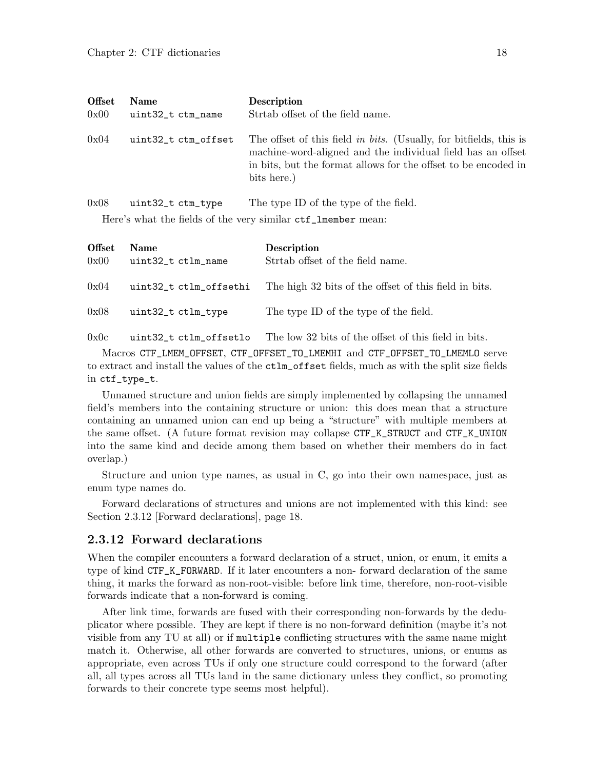| Offset | Name | Description |
|---|---|---|
| 0x00 | `uint32_t ctm_name` | Strtab offset of the field name. |
| 0x04 | `uint32_t ctm_offset` | The offset of this field *in bits*. (Usually, for bitfields, this is machine-word-aligned and the individual field has an offset in bits, but the format allows for the offset to be encoded in bits here.) |
| 0x08 | `uint32_t ctm_type` | The type ID of the type of the field. |

Here's what the fields of the very similar `ctf_lmember` mean:

| Offset | Name | Description |
|---|---|---|
| 0x00 | `uint32_t ctlm_name` | Strtab offset of the field name. |
| 0x04 | `uint32_t ctlm_offsethi` | The high 32 bits of the offset of this field in bits. |
| 0x08 | `uint32_t ctlm_type` | The type ID of the type of the field. |
| 0x0c | `uint32_t ctlm_offsetlo` | The low 32 bits of the offset of this field in bits. |

Macros `CTF_LMEM_OFFSET`, `CTF_OFFSET_TO_LMEMHI` and `CTF_OFFSET_TO_LMEMLO` serve to extract and install the values of the `ctlm_offset` fields, much as with the split size fields in `ctf_type_t`.

Unnamed structure and union fields are simply implemented by collapsing the unnamed field's members into the containing structure or union: this does mean that a structure containing an unnamed union can end up being a "structure" with multiple members at the same offset. (A future format revision may collapse `CTF_K_STRUCT` and `CTF_K_UNION` into the same kind and decide among them based on whether their members do in fact overlap.)

Structure and union type names, as usual in C, go into their own namespace, just as enum type names do.

Forward declarations of structures and unions are not implemented with this kind: see Section 2.3.12 [Forward declarations], page 18.

### 2.3.12 Forward declarations

When the compiler encounters a forward declaration of a struct, union, or enum, it emits a type of kind `CTF_K_FORWARD`. If it later encounters a non- forward declaration of the same thing, it marks the forward as non-root-visible: before link time, therefore, non-root-visible forwards indicate that a non-forward is coming.

After link time, forwards are fused with their corresponding non-forwards by the deduplicator where possible. They are kept if there is no non-forward definition (maybe it's not visible from any TU at all) or if `multiple` conflicting structures with the same name might match it. Otherwise, all other forwards are converted to structures, unions, or enums as appropriate, even across TUs if only one structure could correspond to the forward (after all, all types across all TUs land in the same dictionary unless they conflict, so promoting forwards to their concrete type seems most helpful).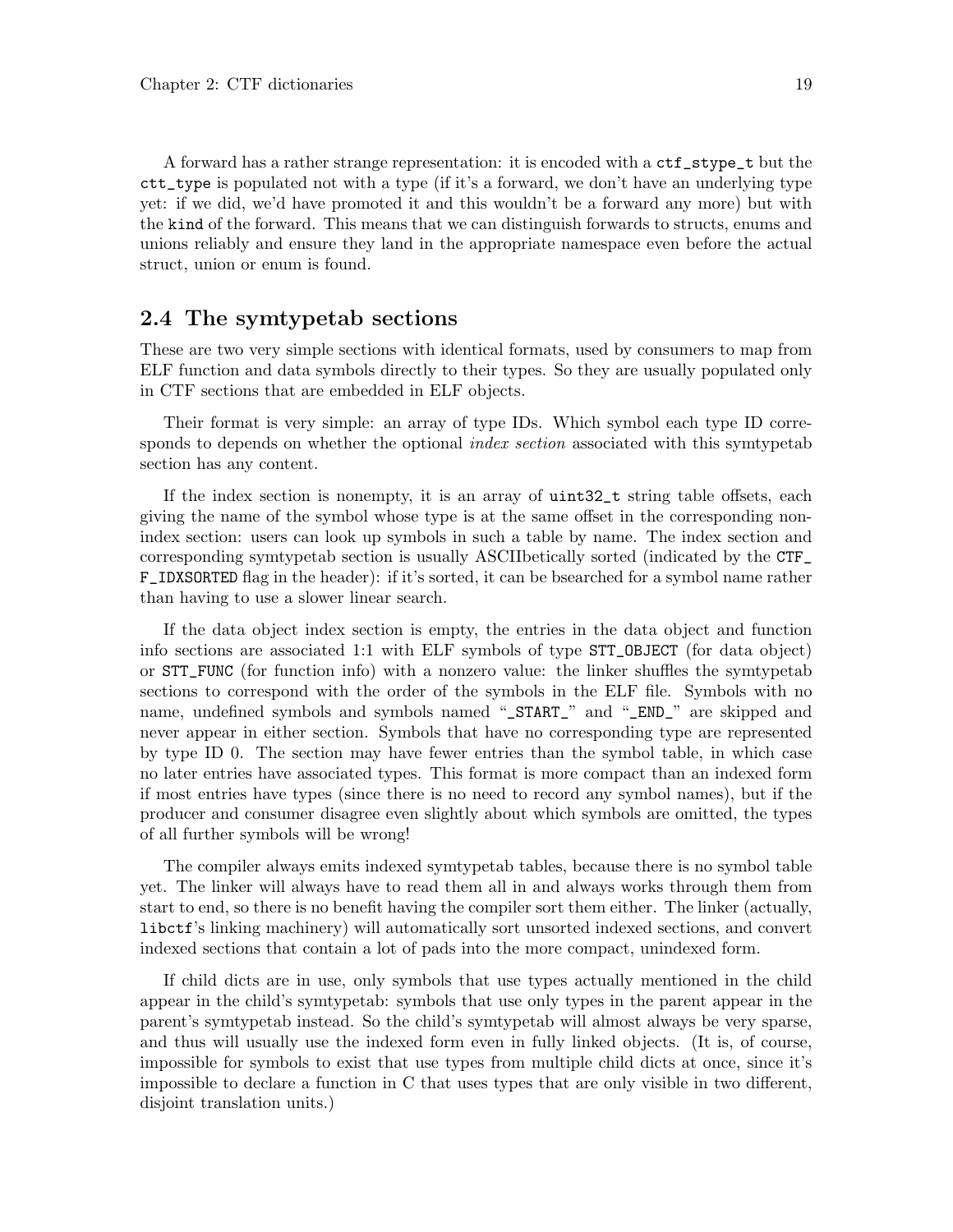A forward has a rather strange representation: it is encoded with a `ctf_stype_t` but the `ctt_type` is populated not with a type (if it's a forward, we don't have an underlying type yet: if we did, we'd have promoted it and this wouldn't be a forward any more) but with the `kind` of the forward. This means that we can distinguish forwards to structs, enums and unions reliably and ensure they land in the appropriate namespace even before the actual struct, union or enum is found.

## 2.4 The symtypetab sections

These are two very simple sections with identical formats, used by consumers to map from ELF function and data symbols directly to their types. So they are usually populated only in CTF sections that are embedded in ELF objects.

Their format is very simple: an array of type IDs. Which symbol each type ID corresponds to depends on whether the optional *index section* associated with this symtypetab section has any content.

If the index section is nonempty, it is an array of `uint32_t` string table offsets, each giving the name of the symbol whose type is at the same offset in the corresponding non-index section: users can look up symbols in such a table by name. The index section and corresponding symtypetab section is usually ASCIIbetically sorted (indicated by the `CTF_F_IDXSORTED` flag in the header): if it's sorted, it can be bsearched for a symbol name rather than having to use a slower linear search.

If the data object index section is empty, the entries in the data object and function info sections are associated 1:1 with ELF symbols of type `STT_OBJECT` (for data object) or `STT_FUNC` (for function info) with a nonzero value: the linker shuffles the symtypetab sections to correspond with the order of the symbols in the ELF file. Symbols with no name, undefined symbols and symbols named "`_START_`" and "`_END_`" are skipped and never appear in either section. Symbols that have no corresponding type are represented by type ID 0. The section may have fewer entries than the symbol table, in which case no later entries have associated types. This format is more compact than an indexed form if most entries have types (since there is no need to record any symbol names), but if the producer and consumer disagree even slightly about which symbols are omitted, the types of all further symbols will be wrong!

The compiler always emits indexed symtypetab tables, because there is no symbol table yet. The linker will always have to read them all in and always works through them from start to end, so there is no benefit having the compiler sort them either. The linker (actually, `libctf`'s linking machinery) will automatically sort unsorted indexed sections, and convert indexed sections that contain a lot of pads into the more compact, unindexed form.

If child dicts are in use, only symbols that use types actually mentioned in the child appear in the child's symtypetab: symbols that use only types in the parent appear in the parent's symtypetab instead. So the child's symtypetab will almost always be very sparse, and thus will usually use the indexed form even in fully linked objects. (It is, of course, impossible for symbols to exist that use types from multiple child dicts at once, since it's impossible to declare a function in C that uses types that are only visible in two different, disjoint translation units.)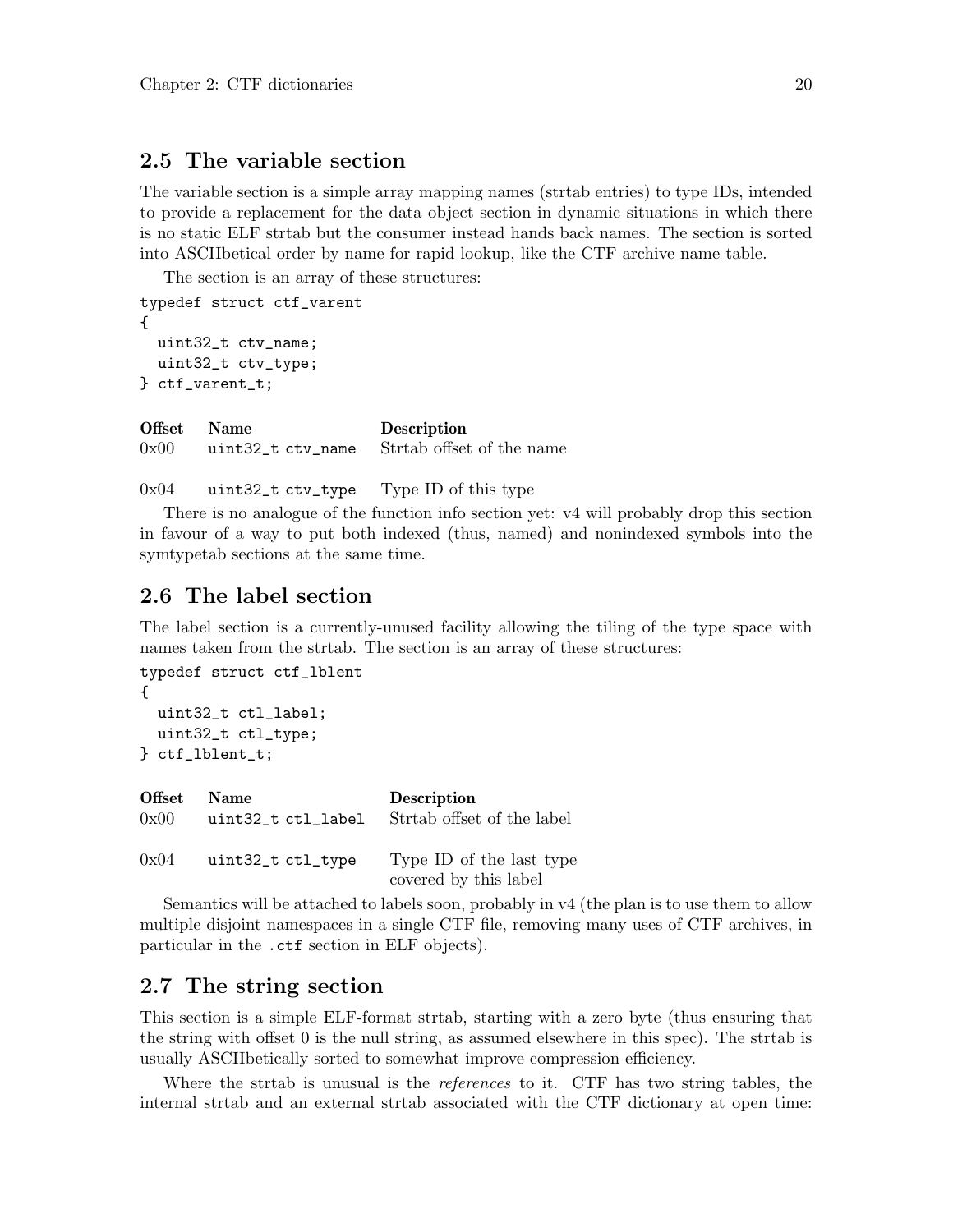## 2.5 The variable section

The variable section is a simple array mapping names (strtab entries) to type IDs, intended to provide a replacement for the data object section in dynamic situations in which there is no static ELF strtab but the consumer instead hands back names. The section is sorted into ASCIIbetical order by name for rapid lookup, like the CTF archive name table.

The section is an array of these structures:

```
typedef struct ctf_varent
{
  uint32_t ctv_name;
  uint32_t ctv_type;
} ctf_varent_t;
```

| Offset | Name | Description |
|---|---|---|
| 0x00 | `uint32_t ctv_name` | Strtab offset of the name |
| 0x04 | `uint32_t ctv_type` | Type ID of this type |

There is no analogue of the function info section yet: v4 will probably drop this section in favour of a way to put both indexed (thus, named) and nonindexed symbols into the symtypetab sections at the same time.

## 2.6 The label section

The label section is a currently-unused facility allowing the tiling of the type space with names taken from the strtab. The section is an array of these structures:

```
typedef struct ctf_lblent
{
  uint32_t ctl_label;
  uint32_t ctl_type;
} ctf_lblent_t;
```

| Offset | Name | Description |
|---|---|---|
| 0x00 | `uint32_t ctl_label` | Strtab offset of the label |
| 0x04 | `uint32_t ctl_type` | Type ID of the last type covered by this label |

Semantics will be attached to labels soon, probably in v4 (the plan is to use them to allow multiple disjoint namespaces in a single CTF file, removing many uses of CTF archives, in particular in the `.ctf` section in ELF objects).

## 2.7 The string section

This section is a simple ELF-format strtab, starting with a zero byte (thus ensuring that the string with offset 0 is the null string, as assumed elsewhere in this spec). The strtab is usually ASCIIbetically sorted to somewhat improve compression efficiency.

Where the strtab is unusual is the *references* to it. CTF has two string tables, the internal strtab and an external strtab associated with the CTF dictionary at open time: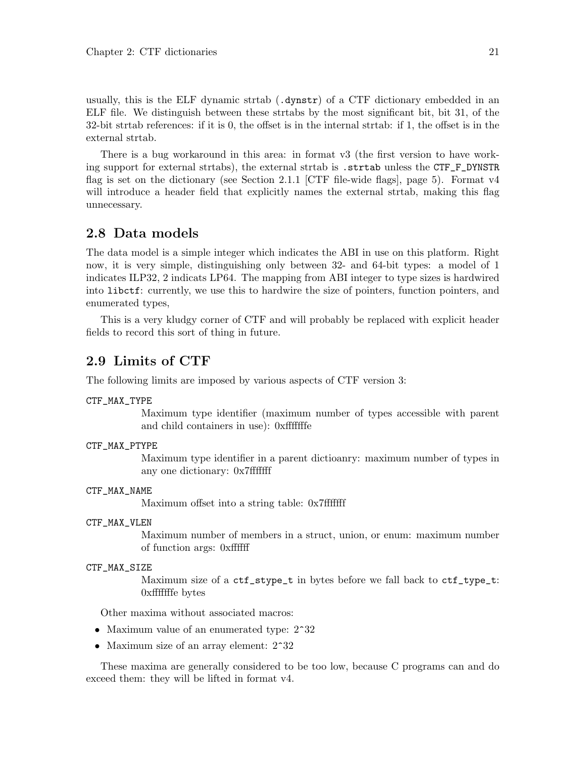usually, this is the ELF dynamic strtab (`.dynstr`) of a CTF dictionary embedded in an ELF file. We distinguish between these strtabs by the most significant bit, bit 31, of the 32-bit strtab references: if it is 0, the offset is in the internal strtab: if 1, the offset is in the external strtab.

There is a bug workaround in this area: in format v3 (the first version to have working support for external strtabs), the external strtab is `.strtab` unless the `CTF_F_DYNSTR` flag is set on the dictionary (see Section 2.1.1 [CTF file-wide flags], page 5). Format v4 will introduce a header field that explicitly names the external strtab, making this flag unnecessary.

## 2.8 Data models

The data model is a simple integer which indicates the ABI in use on this platform. Right now, it is very simple, distinguishing only between 32- and 64-bit types: a model of 1 indicates ILP32, 2 indicats LP64. The mapping from ABI integer to type sizes is hardwired into `libctf`: currently, we use this to hardwire the size of pointers, function pointers, and enumerated types,

This is a very kludgy corner of CTF and will probably be replaced with explicit header fields to record this sort of thing in future.

## 2.9 Limits of CTF

The following limits are imposed by various aspects of CTF version 3:

`CTF_MAX_TYPE`
: Maximum type identifier (maximum number of types accessible with parent and child containers in use): 0xfffffffe

`CTF_MAX_PTYPE`
: Maximum type identifier in a parent dictioanry: maximum number of types in any one dictionary: 0x7fffffff

`CTF_MAX_NAME`
: Maximum offset into a string table: 0x7fffffff

`CTF_MAX_VLEN`
: Maximum number of members in a struct, union, or enum: maximum number of function args: 0xffffff

`CTF_MAX_SIZE`
: Maximum size of a `ctf_stype_t` in bytes before we fall back to `ctf_type_t`: 0xfffffffe bytes

Other maxima without associated macros:

- Maximum value of an enumerated type: 2^32
- Maximum size of an array element: 2^32

These maxima are generally considered to be too low, because C programs can and do exceed them: they will be lifted in format v4.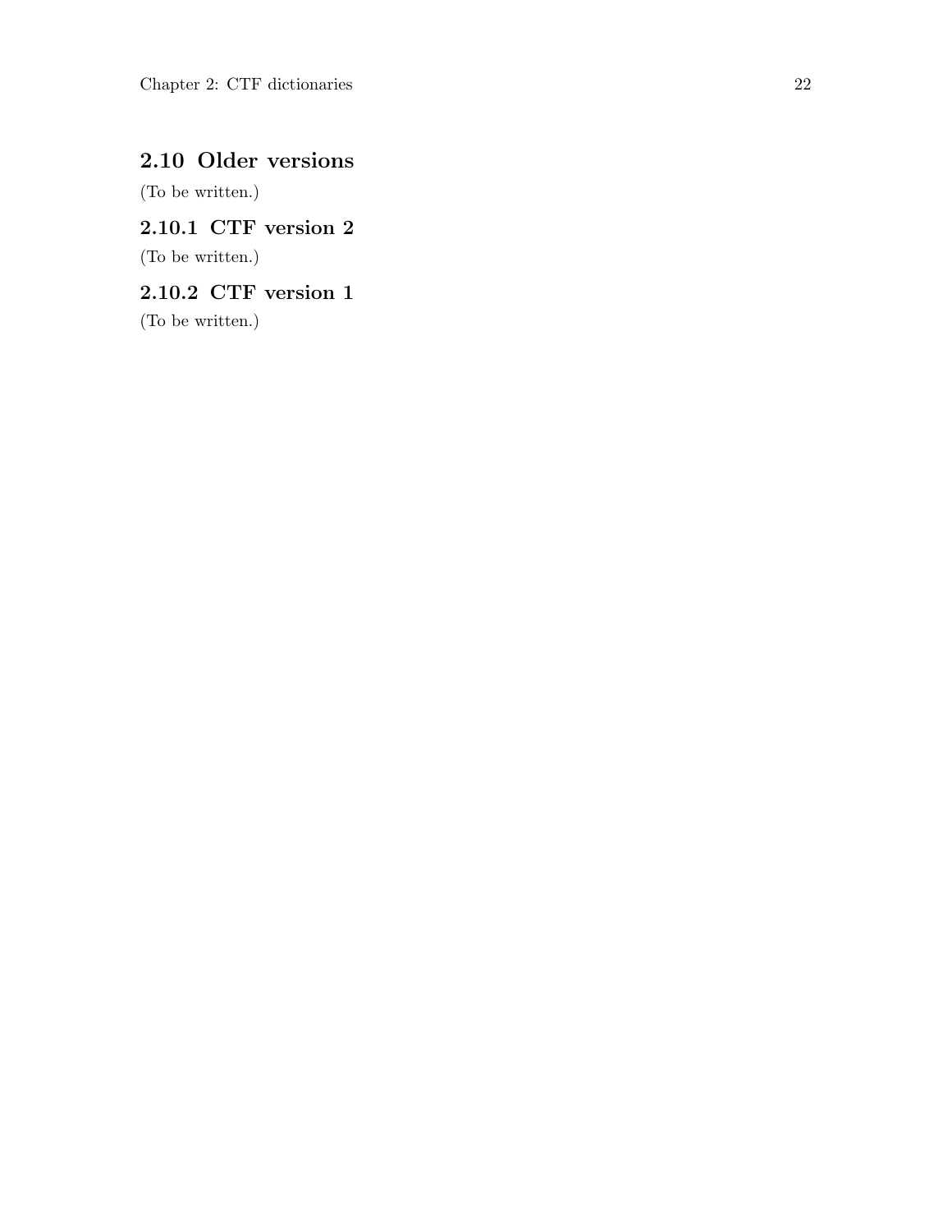## 2.10 Older versions

(To be written.)

### 2.10.1 CTF version 2

(To be written.)

### 2.10.2 CTF version 1

(To be written.)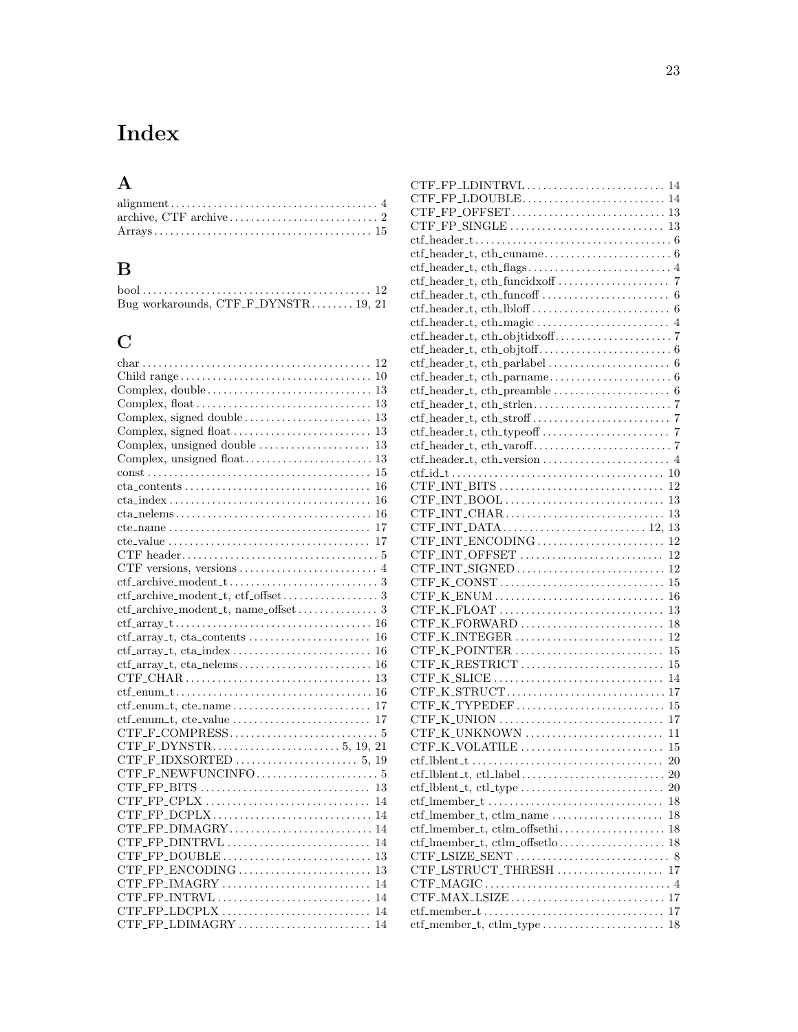# Index

## A

alignment . . . . . . . . 4
archive, CTF archive . . . . . . . . 2
Arrays . . . . . . . . 15

## B

bool . . . . . . . . 12
Bug workarounds, CTF_F_DYNSTR . . . . . . . . 19, 21

## C

char . . . . . . . . 12
Child range . . . . . . . . 10
Complex, double . . . . . . . . 13
Complex, float . . . . . . . . 13
Complex, signed double . . . . . . . . 13
Complex, signed float . . . . . . . . 13
Complex, unsigned double . . . . . . . . 13
Complex, unsigned float . . . . . . . . 13
const . . . . . . . . 15
cta_contents . . . . . . . . 16
cta_index . . . . . . . . 16
cta_nelems . . . . . . . . 16
cte_name . . . . . . . . 17
cte_value . . . . . . . . 17
CTF header . . . . . . . . 5
CTF versions, versions . . . . . . . . 4
ctf_archive_modent_t . . . . . . . . 3
ctf_archive_modent_t, ctf_offset . . . . . . . . 3
ctf_archive_modent_t, name_offset . . . . . . . . 3
ctf_array_t . . . . . . . . 16
ctf_array_t, cta_contents . . . . . . . . 16
ctf_array_t, cta_index . . . . . . . . 16
ctf_array_t, cta_nelems . . . . . . . . 16
CTF_CHAR . . . . . . . . 13
ctf_enum_t . . . . . . . . 16
ctf_enum_t, cte_name . . . . . . . . 17
ctf_enum_t, cte_value . . . . . . . . 17
CTF_F_COMPRESS . . . . . . . . 5
CTF_F_DYNSTR . . . . . . . . 5, 19, 21
CTF_F_IDXSORTED . . . . . . . . 5, 19
CTF_F_NEWFUNCINFO . . . . . . . . 5
CTF_FP_BITS . . . . . . . . 13
CTF_FP_CPLX . . . . . . . . 14
CTF_FP_DCPLX . . . . . . . . 14
CTF_FP_DIMAGRY . . . . . . . . 14
CTF_FP_DINTRVL . . . . . . . . 14
CTF_FP_DOUBLE . . . . . . . . 13
CTF_FP_ENCODING . . . . . . . . 13
CTF_FP_IMAGRY . . . . . . . . 14
CTF_FP_INTRVL . . . . . . . . 14
CTF_FP_LDCPLX . . . . . . . . 14
CTF_FP_LDIMAGRY . . . . . . . . 14
CTF_FP_LDINTRVL . . . . . . . . 14
CTF_FP_LDOUBLE . . . . . . . . 14
CTF_FP_OFFSET . . . . . . . . 13
CTF_FP_SINGLE . . . . . . . . 13
ctf_header_t . . . . . . . . 6
ctf_header_t, cth_cuname . . . . . . . . 6
ctf_header_t, cth_flags . . . . . . . . 4
ctf_header_t, cth_funcidxoff . . . . . . . . 7
ctf_header_t, cth_funcoff . . . . . . . . 6
ctf_header_t, cth_lbloff . . . . . . . . 6
ctf_header_t, cth_magic . . . . . . . . 4
ctf_header_t, cth_objtidxoff . . . . . . . . 7
ctf_header_t, cth_objtoff . . . . . . . . 6
ctf_header_t, cth_parlabel . . . . . . . . 6
ctf_header_t, cth_parname . . . . . . . . 6
ctf_header_t, cth_preamble . . . . . . . . 6
ctf_header_t, cth_strlen . . . . . . . . 7
ctf_header_t, cth_stroff . . . . . . . . 7
ctf_header_t, cth_typeoff . . . . . . . . 7
ctf_header_t, cth_varoff . . . . . . . . 7
ctf_header_t, cth_version . . . . . . . . 4
ctf_id_t . . . . . . . . 10
CTF_INT_BITS . . . . . . . . 12
CTF_INT_BOOL . . . . . . . . 13
CTF_INT_CHAR . . . . . . . . 13
CTF_INT_DATA . . . . . . . . 12, 13
CTF_INT_ENCODING . . . . . . . . 12
CTF_INT_OFFSET . . . . . . . . 12
CTF_INT_SIGNED . . . . . . . . 12
CTF_K_CONST . . . . . . . . 15
CTF_K_ENUM . . . . . . . . 16
CTF_K_FLOAT . . . . . . . . 13
CTF_K_FORWARD . . . . . . . . 18
CTF_K_INTEGER . . . . . . . . 12
CTF_K_POINTER . . . . . . . . 15
CTF_K_RESTRICT . . . . . . . . 15
CTF_K_SLICE . . . . . . . . 14
CTF_K_STRUCT . . . . . . . . 17
CTF_K_TYPEDEF . . . . . . . . 15
CTF_K_UNION . . . . . . . . 17
CTF_K_UNKNOWN . . . . . . . . 11
CTF_K_VOLATILE . . . . . . . . 15
ctf_lblent_t . . . . . . . . 20
ctf_lblent_t, ctl_label . . . . . . . . 20
ctf_lblent_t, ctl_type . . . . . . . . 20
ctf_lmember_t . . . . . . . . 18
ctf_lmember_t, ctlm_name . . . . . . . . 18
ctf_lmember_t, ctlm_offsethi . . . . . . . . 18
ctf_lmember_t, ctlm_offsetlo . . . . . . . . 18
CTF_LSIZE_SENT . . . . . . . . 8
CTF_LSTRUCT_THRESH . . . . . . . . 17
CTF_MAGIC . . . . . . . . 4
CTF_MAX_LSIZE . . . . . . . . 17
ctf_member_t . . . . . . . . 17
ctf_member_t, ctlm_type . . . . . . . . 18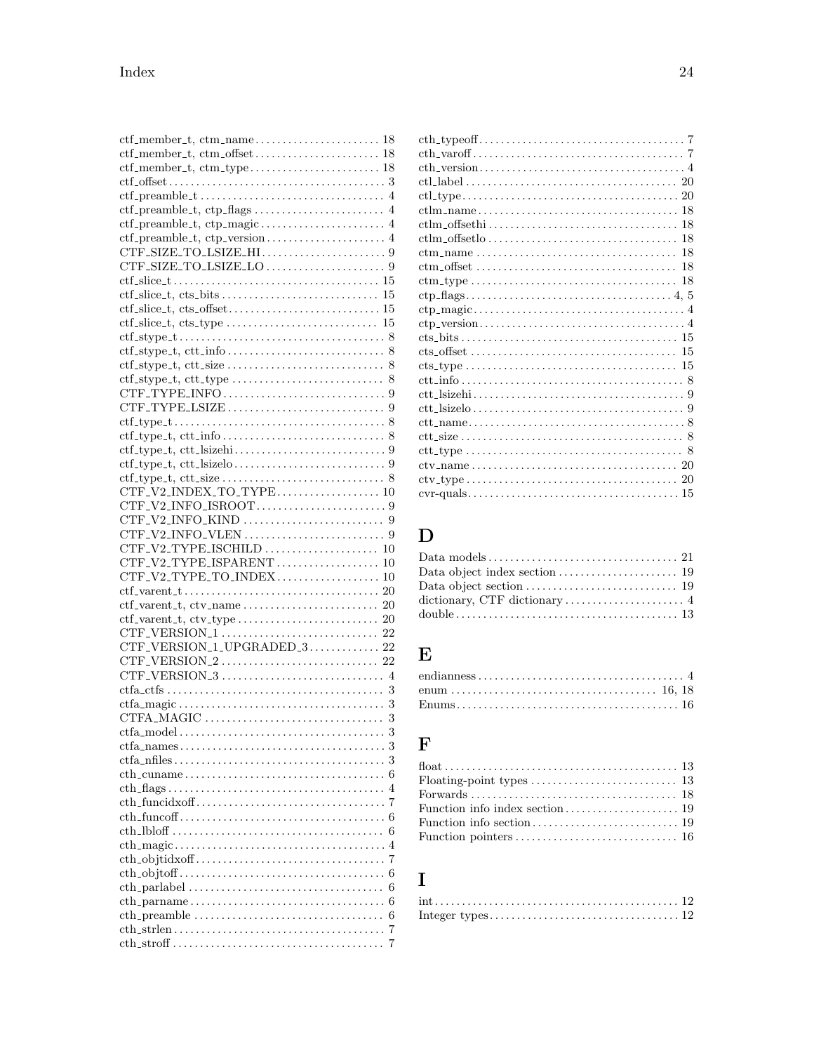ctf_member_t, ctm_name . . . . . . . . . . . . . . . . . . . . . . . 18
ctf_member_t, ctm_offset . . . . . . . . . . . . . . . . . . . . . . . 18
ctf_member_t, ctm_type . . . . . . . . . . . . . . . . . . . . . . . . 18
ctf_offset . . . . . . . . . . . . . . . . . . . . . . . . . . . . . . . . . . . . . 3
ctf_preamble_t . . . . . . . . . . . . . . . . . . . . . . . . . . . . . . . . 4
ctf_preamble_t, ctp_flags . . . . . . . . . . . . . . . . . . . . . . . 4
ctf_preamble_t, ctp_magic . . . . . . . . . . . . . . . . . . . . . . . 4
ctf_preamble_t, ctp_version . . . . . . . . . . . . . . . . . . . . . 4
CTF_SIZE_TO_LSIZE_HI . . . . . . . . . . . . . . . . . . . . . . 9
CTF_SIZE_TO_LSIZE_LO . . . . . . . . . . . . . . . . . . . . . . 9
ctf_slice_t . . . . . . . . . . . . . . . . . . . . . . . . . . . . . . . . . . . 15
ctf_slice_t, cts_bits . . . . . . . . . . . . . . . . . . . . . . . . . . . . 15
ctf_slice_t, cts_offset . . . . . . . . . . . . . . . . . . . . . . . . . . . 15
ctf_slice_t, cts_type . . . . . . . . . . . . . . . . . . . . . . . . . . . 15
ctf_stype_t . . . . . . . . . . . . . . . . . . . . . . . . . . . . . . . . . . . 8
ctf_stype_t, ctt_info . . . . . . . . . . . . . . . . . . . . . . . . . . . . 8
ctf_stype_t, ctt_size . . . . . . . . . . . . . . . . . . . . . . . . . . . . 8
ctf_stype_t, ctt_type . . . . . . . . . . . . . . . . . . . . . . . . . . . . 8
CTF_TYPE_INFO . . . . . . . . . . . . . . . . . . . . . . . . . . . . . 9
CTF_TYPE_LSIZE . . . . . . . . . . . . . . . . . . . . . . . . . . . . 9
ctf_type_t . . . . . . . . . . . . . . . . . . . . . . . . . . . . . . . . . . . . 8
ctf_type_t, ctt_info . . . . . . . . . . . . . . . . . . . . . . . . . . . . . 8
ctf_type_t, ctt_lsizehi . . . . . . . . . . . . . . . . . . . . . . . . . . . 9
ctf_type_t, ctt_lsizelo . . . . . . . . . . . . . . . . . . . . . . . . . . . 9
ctf_type_t, ctt_size . . . . . . . . . . . . . . . . . . . . . . . . . . . . . 8
CTF_V2_INDEX_TO_TYPE . . . . . . . . . . . . . . . . . . 10
CTF_V2_INFO_ISROOT . . . . . . . . . . . . . . . . . . . . . . . 9
CTF_V2_INFO_KIND . . . . . . . . . . . . . . . . . . . . . . . . . 9
CTF_V2_INFO_VLEN . . . . . . . . . . . . . . . . . . . . . . . . . 9
CTF_V2_TYPE_ISCHILD . . . . . . . . . . . . . . . . . . . . 10
CTF_V2_TYPE_ISPARENT . . . . . . . . . . . . . . . . . . 10
CTF_V2_TYPE_TO_INDEX . . . . . . . . . . . . . . . . . . 10
ctf_varent_t . . . . . . . . . . . . . . . . . . . . . . . . . . . . . . . . . . 20
ctf_varent_t, ctv_name . . . . . . . . . . . . . . . . . . . . . . . . 20
ctf_varent_t, ctv_type . . . . . . . . . . . . . . . . . . . . . . . . . 20
CTF_VERSION_1 . . . . . . . . . . . . . . . . . . . . . . . . . . . 22
CTF_VERSION_1_UPGRADED_3 . . . . . . . . . . . . 22
CTF_VERSION_2 . . . . . . . . . . . . . . . . . . . . . . . . . . . 22
CTF_VERSION_3 . . . . . . . . . . . . . . . . . . . . . . . . . . . . 4
ctfa_ctfs . . . . . . . . . . . . . . . . . . . . . . . . . . . . . . . . . . . . . 3
ctfa_magic . . . . . . . . . . . . . . . . . . . . . . . . . . . . . . . . . . . 3
CTFA_MAGIC . . . . . . . . . . . . . . . . . . . . . . . . . . . . . . . 3
ctfa_model . . . . . . . . . . . . . . . . . . . . . . . . . . . . . . . . . . . 3
ctfa_names . . . . . . . . . . . . . . . . . . . . . . . . . . . . . . . . . . . 3
ctfa_nfiles . . . . . . . . . . . . . . . . . . . . . . . . . . . . . . . . . . . 3
cth_cuname . . . . . . . . . . . . . . . . . . . . . . . . . . . . . . . . . . 6
cth_flags . . . . . . . . . . . . . . . . . . . . . . . . . . . . . . . . . . . . . 4
cth_funcidxoff . . . . . . . . . . . . . . . . . . . . . . . . . . . . . . . . 7
cth_funcoff . . . . . . . . . . . . . . . . . . . . . . . . . . . . . . . . . . . 6
cth_lbloff . . . . . . . . . . . . . . . . . . . . . . . . . . . . . . . . . . . . 6
cth_magic . . . . . . . . . . . . . . . . . . . . . . . . . . . . . . . . . . . . 4
cth_objtidxoff . . . . . . . . . . . . . . . . . . . . . . . . . . . . . . . . 7
cth_objtoff . . . . . . . . . . . . . . . . . . . . . . . . . . . . . . . . . . . 6
cth_parlabel . . . . . . . . . . . . . . . . . . . . . . . . . . . . . . . . . 6
cth_parname . . . . . . . . . . . . . . . . . . . . . . . . . . . . . . . . . 6
cth_preamble . . . . . . . . . . . . . . . . . . . . . . . . . . . . . . . . . 6
cth_strlen . . . . . . . . . . . . . . . . . . . . . . . . . . . . . . . . . . . . 7
cth_stroff . . . . . . . . . . . . . . . . . . . . . . . . . . . . . . . . . . . . 7
cth_typeoff . . . . . . . . . . . . . . . . . . . . . . . . . . . . . . . . . . . 7
cth_varoff . . . . . . . . . . . . . . . . . . . . . . . . . . . . . . . . . . . . 7
cth_version . . . . . . . . . . . . . . . . . . . . . . . . . . . . . . . . . . . 4
ctl_label . . . . . . . . . . . . . . . . . . . . . . . . . . . . . . . . . . . . 20
ctl_type . . . . . . . . . . . . . . . . . . . . . . . . . . . . . . . . . . . . . 20
ctlm_name . . . . . . . . . . . . . . . . . . . . . . . . . . . . . . . . . . 18
ctlm_offsethi . . . . . . . . . . . . . . . . . . . . . . . . . . . . . . . . 18
ctlm_offsetlo . . . . . . . . . . . . . . . . . . . . . . . . . . . . . . . . 18
ctm_name . . . . . . . . . . . . . . . . . . . . . . . . . . . . . . . . . . . 18
ctm_offset . . . . . . . . . . . . . . . . . . . . . . . . . . . . . . . . . . . 18
ctm_type . . . . . . . . . . . . . . . . . . . . . . . . . . . . . . . . . . . . 18
ctp_flags . . . . . . . . . . . . . . . . . . . . . . . . . . . . . . . . . . . 4, 5
ctp_magic . . . . . . . . . . . . . . . . . . . . . . . . . . . . . . . . . . . . 4
ctp_version . . . . . . . . . . . . . . . . . . . . . . . . . . . . . . . . . . . 4
cts_bits . . . . . . . . . . . . . . . . . . . . . . . . . . . . . . . . . . . . . 15
cts_offset . . . . . . . . . . . . . . . . . . . . . . . . . . . . . . . . . . . 15
cts_type . . . . . . . . . . . . . . . . . . . . . . . . . . . . . . . . . . . . 15
ctt_info . . . . . . . . . . . . . . . . . . . . . . . . . . . . . . . . . . . . . . 8
ctt_lsizehi . . . . . . . . . . . . . . . . . . . . . . . . . . . . . . . . . . . 9
ctt_lsizelo . . . . . . . . . . . . . . . . . . . . . . . . . . . . . . . . . . . 9
ctt_name . . . . . . . . . . . . . . . . . . . . . . . . . . . . . . . . . . . . . 8
ctt_size . . . . . . . . . . . . . . . . . . . . . . . . . . . . . . . . . . . . . . 8
ctt_type . . . . . . . . . . . . . . . . . . . . . . . . . . . . . . . . . . . . . 8
ctv_name . . . . . . . . . . . . . . . . . . . . . . . . . . . . . . . . . . . . 20
ctv_type . . . . . . . . . . . . . . . . . . . . . . . . . . . . . . . . . . . . 20
cvr-quals . . . . . . . . . . . . . . . . . . . . . . . . . . . . . . . . . . . . 15

# D

Data models . . . . . . . . . . . . . . . . . . . . . . . . . . . . . . . . . 21
Data object index section . . . . . . . . . . . . . . . . . . . . . 19
Data object section . . . . . . . . . . . . . . . . . . . . . . . . . . . 19
dictionary, CTF dictionary . . . . . . . . . . . . . . . . . . . . . 4
double . . . . . . . . . . . . . . . . . . . . . . . . . . . . . . . . . . . . . . 13

# E

endianness . . . . . . . . . . . . . . . . . . . . . . . . . . . . . . . . . . . 4
enum . . . . . . . . . . . . . . . . . . . . . . . . . . . . . . . . . . . . 16, 18
Enums . . . . . . . . . . . . . . . . . . . . . . . . . . . . . . . . . . . . . . 16

# F

float . . . . . . . . . . . . . . . . . . . . . . . . . . . . . . . . . . . . . . . . 13
Floating-point types . . . . . . . . . . . . . . . . . . . . . . . . . . 13
Forwards . . . . . . . . . . . . . . . . . . . . . . . . . . . . . . . . . . . . 18
Function info index section . . . . . . . . . . . . . . . . . . . . 19
Function info section . . . . . . . . . . . . . . . . . . . . . . . . . . 19
Function pointers . . . . . . . . . . . . . . . . . . . . . . . . . . . . 16

# I

int . . . . . . . . . . . . . . . . . . . . . . . . . . . . . . . . . . . . . . . . . . 12
Integer types . . . . . . . . . . . . . . . . . . . . . . . . . . . . . . . . . 12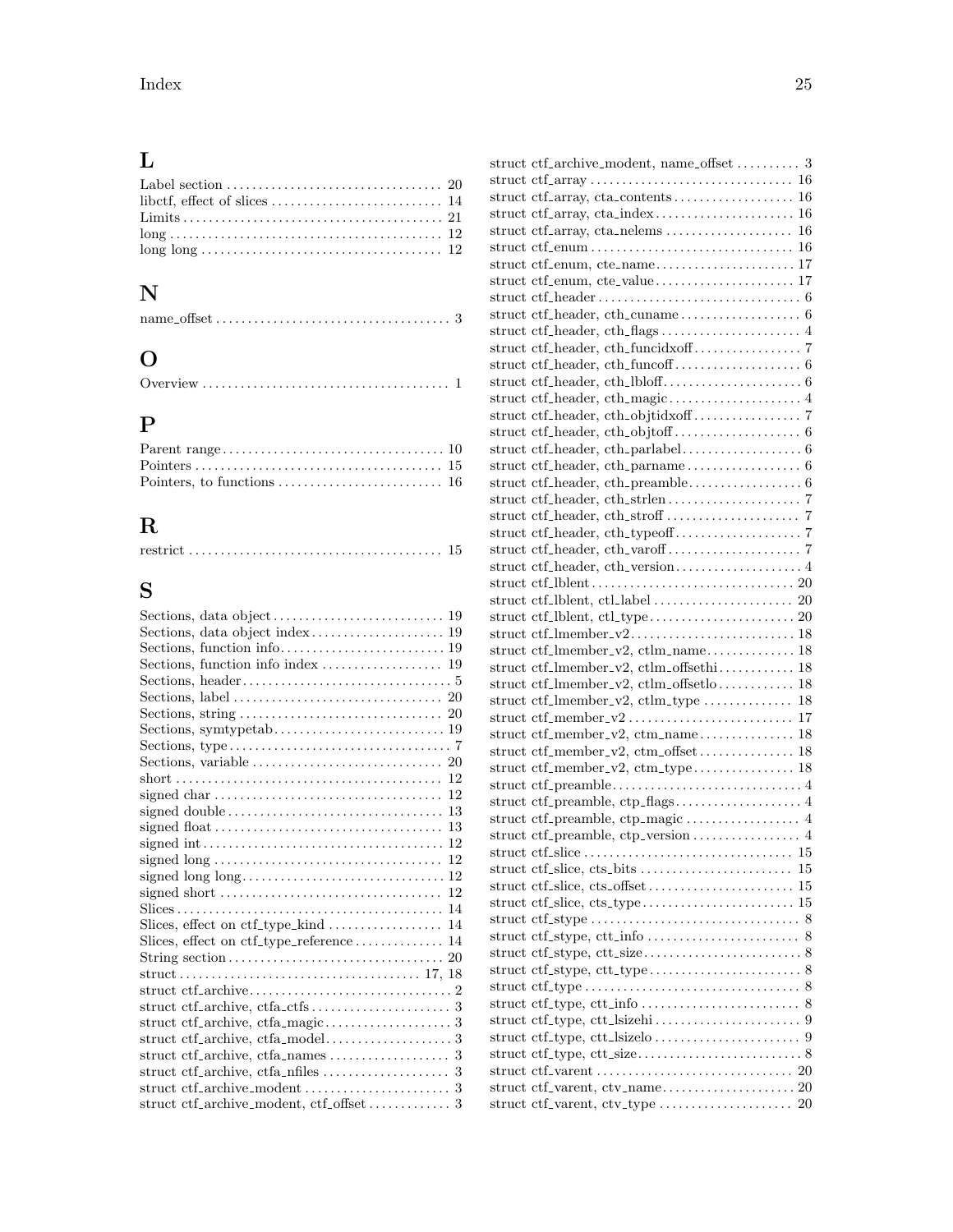## L

Label section . . . . . . . . . . 20
libctf, effect of slices . . . . . . . . . . 14
Limits . . . . . . . . . . 21
long . . . . . . . . . . 12
long long . . . . . . . . . . 12

## N

name_offset . . . . . . . . . . 3

## O

Overview . . . . . . . . . . 1

## P

Parent range . . . . . . . . . . 10
Pointers . . . . . . . . . . 15
Pointers, to functions . . . . . . . . . . 16

## R

restrict . . . . . . . . . . 15

## S

Sections, data object . . . . . . . . . . 19
Sections, data object index . . . . . . . . . . 19
Sections, function info . . . . . . . . . . 19
Sections, function info index . . . . . . . . . . 19
Sections, header . . . . . . . . . . 5
Sections, label . . . . . . . . . . 20
Sections, string . . . . . . . . . . 20
Sections, symtypetab . . . . . . . . . . 19
Sections, type . . . . . . . . . . 7
Sections, variable . . . . . . . . . . 20
short . . . . . . . . . . 12
signed char . . . . . . . . . . 12
signed double . . . . . . . . . . 13
signed float . . . . . . . . . . 13
signed int . . . . . . . . . . 12
signed long . . . . . . . . . . 12
signed long long . . . . . . . . . . 12
signed short . . . . . . . . . . 12
Slices . . . . . . . . . . 14
Slices, effect on ctf_type_kind . . . . . . . . . . 14
Slices, effect on ctf_type_reference . . . . . . . . . . 14
String section . . . . . . . . . . 20
struct . . . . . . . . . . 17, 18
struct ctf_archive . . . . . . . . . . 2
struct ctf_archive, ctfa_ctfs . . . . . . . . . . 3
struct ctf_archive, ctfa_magic . . . . . . . . . . 3
struct ctf_archive, ctfa_model . . . . . . . . . . 3
struct ctf_archive, ctfa_names . . . . . . . . . . 3
struct ctf_archive, ctfa_nfiles . . . . . . . . . . 3
struct ctf_archive_modent . . . . . . . . . . 3
struct ctf_archive_modent, ctf_offset . . . . . . . . . . 3
struct ctf_archive_modent, name_offset . . . . . . . . . . 3
struct ctf_array . . . . . . . . . . 16
struct ctf_array, cta_contents . . . . . . . . . . 16
struct ctf_array, cta_index . . . . . . . . . . 16
struct ctf_array, cta_nelems . . . . . . . . . . 16
struct ctf_enum . . . . . . . . . . 16
struct ctf_enum, cte_name . . . . . . . . . . 17
struct ctf_enum, cte_value . . . . . . . . . . 17
struct ctf_header . . . . . . . . . . 6
struct ctf_header, cth_cuname . . . . . . . . . . 6
struct ctf_header, cth_flags . . . . . . . . . . 4
struct ctf_header, cth_funcidxoff . . . . . . . . . . 7
struct ctf_header, cth_funcoff . . . . . . . . . . 6
struct ctf_header, cth_lbloff . . . . . . . . . . 6
struct ctf_header, cth_magic . . . . . . . . . . 4
struct ctf_header, cth_objtidxoff . . . . . . . . . . 7
struct ctf_header, cth_objtoff . . . . . . . . . . 6
struct ctf_header, cth_parlabel . . . . . . . . . . 6
struct ctf_header, cth_parname . . . . . . . . . . 6
struct ctf_header, cth_preamble . . . . . . . . . . 6
struct ctf_header, cth_strlen . . . . . . . . . . 7
struct ctf_header, cth_stroff . . . . . . . . . . 7
struct ctf_header, cth_typeoff . . . . . . . . . . 7
struct ctf_header, cth_varoff . . . . . . . . . . 7
struct ctf_header, cth_version . . . . . . . . . . 4
struct ctf_lblent . . . . . . . . . . 20
struct ctf_lblent, ctl_label . . . . . . . . . . 20
struct ctf_lblent, ctl_type . . . . . . . . . . 20
struct ctf_lmember_v2 . . . . . . . . . . 18
struct ctf_lmember_v2, ctlm_name . . . . . . . . . . 18
struct ctf_lmember_v2, ctlm_offsethi . . . . . . . . . . 18
struct ctf_lmember_v2, ctlm_offsetlo . . . . . . . . . . 18
struct ctf_lmember_v2, ctlm_type . . . . . . . . . . 18
struct ctf_member_v2 . . . . . . . . . . 17
struct ctf_member_v2, ctm_name . . . . . . . . . . 18
struct ctf_member_v2, ctm_offset . . . . . . . . . . 18
struct ctf_member_v2, ctm_type . . . . . . . . . . 18
struct ctf_preamble . . . . . . . . . . 4
struct ctf_preamble, ctp_flags . . . . . . . . . . 4
struct ctf_preamble, ctp_magic . . . . . . . . . . 4
struct ctf_preamble, ctp_version . . . . . . . . . . 4
struct ctf_slice . . . . . . . . . . 15
struct ctf_slice, cts_bits . . . . . . . . . . 15
struct ctf_slice, cts_offset . . . . . . . . . . 15
struct ctf_slice, cts_type . . . . . . . . . . 15
struct ctf_stype . . . . . . . . . . 8
struct ctf_stype, ctt_info . . . . . . . . . . 8
struct ctf_stype, ctt_size . . . . . . . . . . 8
struct ctf_stype, ctt_type . . . . . . . . . . 8
struct ctf_type . . . . . . . . . . 8
struct ctf_type, ctt_info . . . . . . . . . . 8
struct ctf_type, ctt_lsizehi . . . . . . . . . . 9
struct ctf_type, ctt_lsizelo . . . . . . . . . . 9
struct ctf_type, ctt_size . . . . . . . . . . 8
struct ctf_varent . . . . . . . . . . 20
struct ctf_varent, ctv_name . . . . . . . . . . 20
struct ctf_varent, ctv_type . . . . . . . . . . 20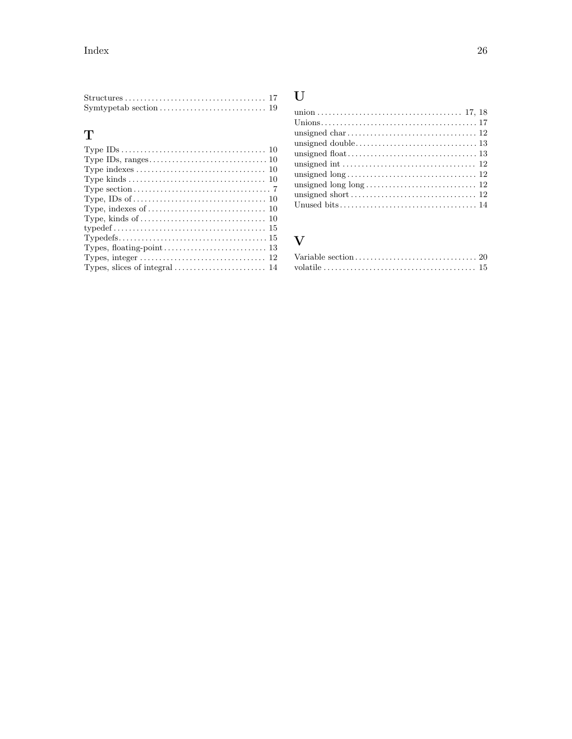Structures . . . . . . . . . . . . . . . . . . . . . . . . . . . . . . . . . . . . 17
Symtypetab section . . . . . . . . . . . . . . . . . . . . . . . . . . . . 19

## T

Type IDs . . . . . . . . . . . . . . . . . . . . . . . . . . . . . . . . . . . . 10
Type IDs, ranges . . . . . . . . . . . . . . . . . . . . . . . . . . . . . . 10
Type indexes . . . . . . . . . . . . . . . . . . . . . . . . . . . . . . . . . 10
Type kinds . . . . . . . . . . . . . . . . . . . . . . . . . . . . . . . . . . . 10
Type section . . . . . . . . . . . . . . . . . . . . . . . . . . . . . . . . . . . 7
Type, IDs of . . . . . . . . . . . . . . . . . . . . . . . . . . . . . . . . . . 10
Type, indexes of . . . . . . . . . . . . . . . . . . . . . . . . . . . . . . 10
Type, kinds of . . . . . . . . . . . . . . . . . . . . . . . . . . . . . . . . 10
typedef . . . . . . . . . . . . . . . . . . . . . . . . . . . . . . . . . . . . . . 15
Typedefs . . . . . . . . . . . . . . . . . . . . . . . . . . . . . . . . . . . . . 15
Types, floating-point . . . . . . . . . . . . . . . . . . . . . . . . . . 13
Types, integer . . . . . . . . . . . . . . . . . . . . . . . . . . . . . . . . 12
Types, slices of integral . . . . . . . . . . . . . . . . . . . . . . . 14

## U

union . . . . . . . . . . . . . . . . . . . . . . . . . . . . . . . . . . . . . 17, 18
Unions . . . . . . . . . . . . . . . . . . . . . . . . . . . . . . . . . . . . . . . 17
unsigned char . . . . . . . . . . . . . . . . . . . . . . . . . . . . . . . . 12
unsigned double . . . . . . . . . . . . . . . . . . . . . . . . . . . . . . 13
unsigned float . . . . . . . . . . . . . . . . . . . . . . . . . . . . . . . . 13
unsigned int . . . . . . . . . . . . . . . . . . . . . . . . . . . . . . . . . 12
unsigned long . . . . . . . . . . . . . . . . . . . . . . . . . . . . . . . . 12
unsigned long long . . . . . . . . . . . . . . . . . . . . . . . . . . . 12
unsigned short . . . . . . . . . . . . . . . . . . . . . . . . . . . . . . . 12
Unused bits . . . . . . . . . . . . . . . . . . . . . . . . . . . . . . . . . . 14

## V

Variable section . . . . . . . . . . . . . . . . . . . . . . . . . . . . . . 20
volatile . . . . . . . . . . . . . . . . . . . . . . . . . . . . . . . . . . . . . . 15